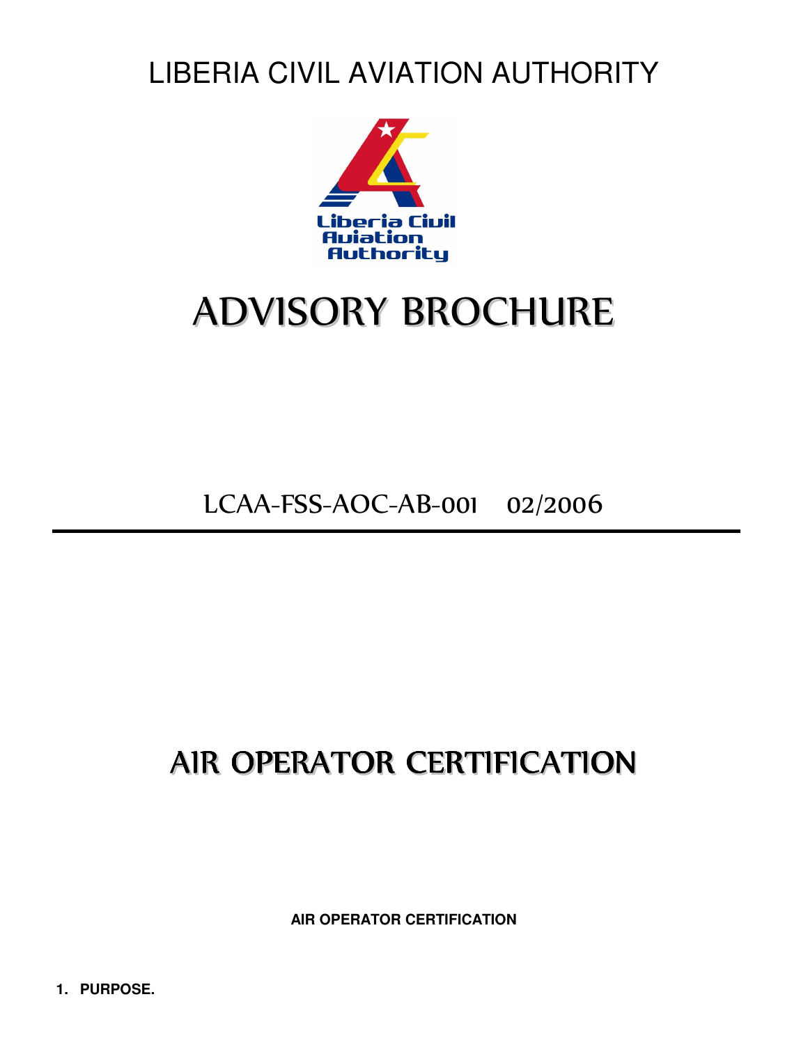LIBERIA CIVIL AVIATION AUTHORITY

# ADVISORY BROCHURE

LCAA-FSS-AOC-AB-001 02/2006

---

# AIR OPERATOR CERTIFICATION

**AIR OPERATOR CERTIFICATION**

**1. PURPOSE.**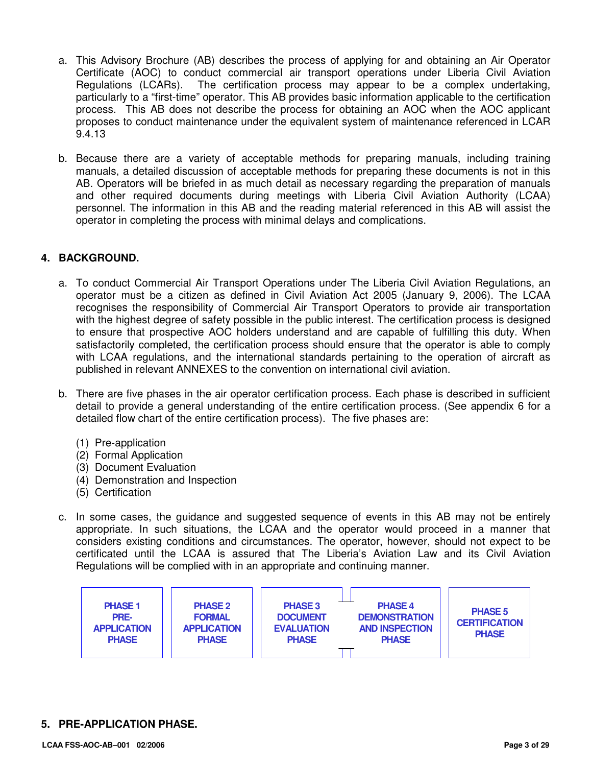a. This Advisory Brochure (AB) describes the process of applying for and obtaining an Air Operator Certificate (AOC) to conduct commercial air transport operations under Liberia Civil Aviation Regulations (LCARs). The certification process may appear to be a complex undertaking, particularly to a "first-time" operator. This AB provides basic information applicable to the certification process. This AB does not describe the process for obtaining an AOC when the AOC applicant proposes to conduct maintenance under the equivalent system of maintenance referenced in LCAR 9.4.13

b. Because there are a variety of acceptable methods for preparing manuals, including training manuals, a detailed discussion of acceptable methods for preparing these documents is not in this AB. Operators will be briefed in as much detail as necessary regarding the preparation of manuals and other required documents during meetings with Liberia Civil Aviation Authority (LCAA) personnel. The information in this AB and the reading material referenced in this AB will assist the operator in completing the process with minimal delays and complications.

## 4. BACKGROUND.

a. To conduct Commercial Air Transport Operations under The Liberia Civil Aviation Regulations, an operator must be a citizen as defined in Civil Aviation Act 2005 (January 9, 2006). The LCAA recognises the responsibility of Commercial Air Transport Operators to provide air transportation with the highest degree of safety possible in the public interest. The certification process is designed to ensure that prospective AOC holders understand and are capable of fulfilling this duty. When satisfactorily completed, the certification process should ensure that the operator is able to comply with LCAA regulations, and the international standards pertaining to the operation of aircraft as published in relevant ANNEXES to the convention on international civil aviation.

b. There are five phases in the air operator certification process. Each phase is described in sufficient detail to provide a general understanding of the entire certification process. (See appendix 6 for a detailed flow chart of the entire certification process). The five phases are:

(1) Pre-application
(2) Formal Application
(3) Document Evaluation
(4) Demonstration and Inspection
(5) Certification

c. In some cases, the guidance and suggested sequence of events in this AB may not be entirely appropriate. In such situations, the LCAA and the operator would proceed in a manner that considers existing conditions and circumstances. The operator, however, should not expect to be certificated until the LCAA is assured that The Liberia's Aviation Law and its Civil Aviation Regulations will be complied with in an appropriate and continuing manner.

| PHASE 1 PRE-APPLICATION PHASE | PHASE 2 FORMAL APPLICATION PHASE | PHASE 3 DOCUMENT EVALUATION PHASE | PHASE 4 DEMONSTRATION AND INSPECTION PHASE | PHASE 5 CERTIFICATION PHASE |
|---|---|---|---|---|

## 5. PRE-APPLICATION PHASE.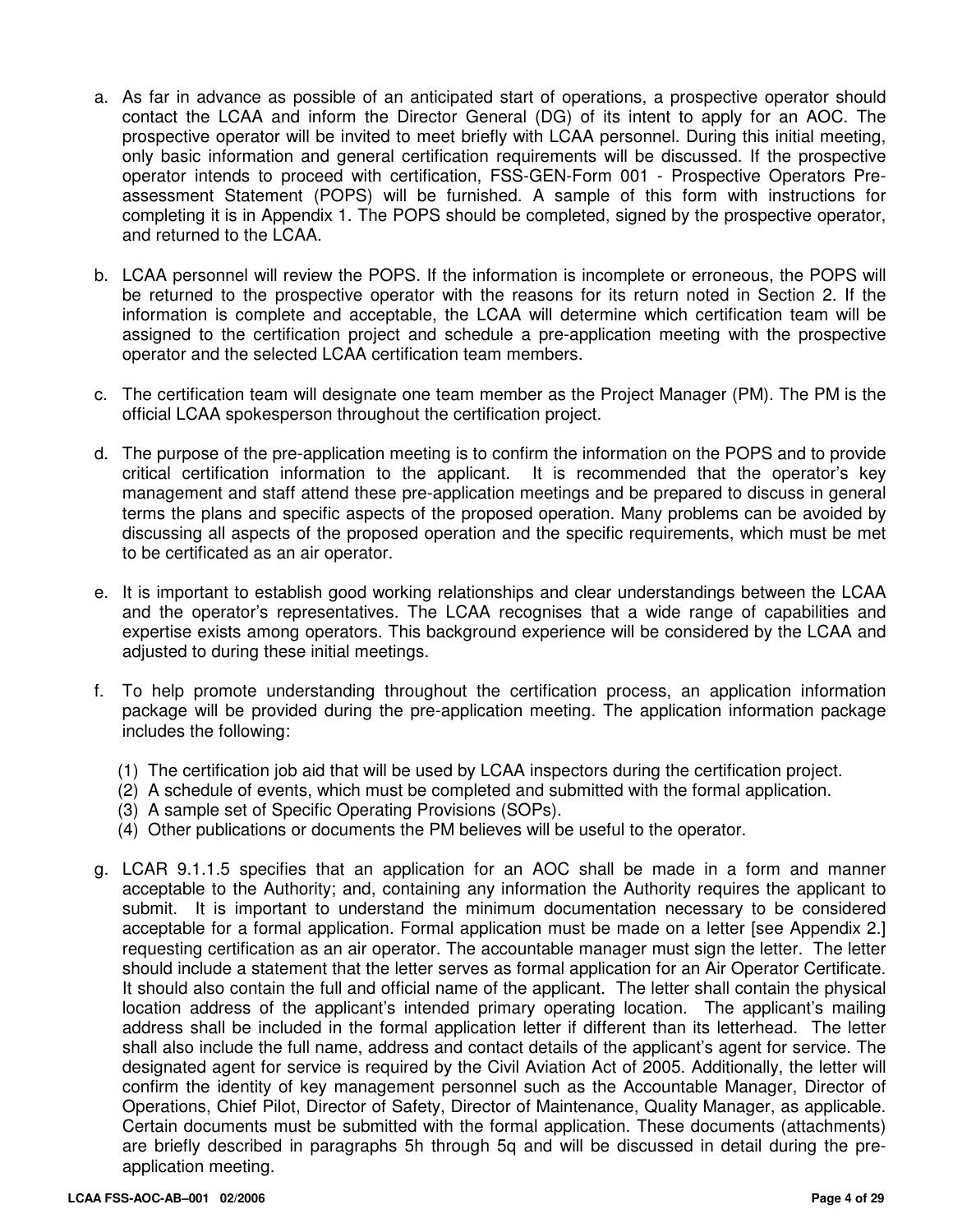a. As far in advance as possible of an anticipated start of operations, a prospective operator should contact the LCAA and inform the Director General (DG) of its intent to apply for an AOC. The prospective operator will be invited to meet briefly with LCAA personnel. During this initial meeting, only basic information and general certification requirements will be discussed. If the prospective operator intends to proceed with certification, FSS-GEN-Form 001 - Prospective Operators Pre-assessment Statement (POPS) will be furnished. A sample of this form with instructions for completing it is in Appendix 1. The POPS should be completed, signed by the prospective operator, and returned to the LCAA.

b. LCAA personnel will review the POPS. If the information is incomplete or erroneous, the POPS will be returned to the prospective operator with the reasons for its return noted in Section 2. If the information is complete and acceptable, the LCAA will determine which certification team will be assigned to the certification project and schedule a pre-application meeting with the prospective operator and the selected LCAA certification team members.

c. The certification team will designate one team member as the Project Manager (PM). The PM is the official LCAA spokesperson throughout the certification project.

d. The purpose of the pre-application meeting is to confirm the information on the POPS and to provide critical certification information to the applicant. It is recommended that the operator's key management and staff attend these pre-application meetings and be prepared to discuss in general terms the plans and specific aspects of the proposed operation. Many problems can be avoided by discussing all aspects of the proposed operation and the specific requirements, which must be met to be certificated as an air operator.

e. It is important to establish good working relationships and clear understandings between the LCAA and the operator's representatives. The LCAA recognises that a wide range of capabilities and expertise exists among operators. This background experience will be considered by the LCAA and adjusted to during these initial meetings.

f. To help promote understanding throughout the certification process, an application information package will be provided during the pre-application meeting. The application information package includes the following:

   (1) The certification job aid that will be used by LCAA inspectors during the certification project.
   (2) A schedule of events, which must be completed and submitted with the formal application.
   (3) A sample set of Specific Operating Provisions (SOPs).
   (4) Other publications or documents the PM believes will be useful to the operator.

g. LCAR 9.1.1.5 specifies that an application for an AOC shall be made in a form and manner acceptable to the Authority; and, containing any information the Authority requires the applicant to submit. It is important to understand the minimum documentation necessary to be considered acceptable for a formal application. Formal application must be made on a letter [see Appendix 2.] requesting certification as an air operator. The accountable manager must sign the letter. The letter should include a statement that the letter serves as formal application for an Air Operator Certificate. It should also contain the full and official name of the applicant. The letter shall contain the physical location address of the applicant's intended primary operating location. The applicant's mailing address shall be included in the formal application letter if different than its letterhead. The letter shall also include the full name, address and contact details of the applicant's agent for service. The designated agent for service is required by the Civil Aviation Act of 2005. Additionally, the letter will confirm the identity of key management personnel such as the Accountable Manager, Director of Operations, Chief Pilot, Director of Safety, Director of Maintenance, Quality Manager, as applicable. Certain documents must be submitted with the formal application. These documents (attachments) are briefly described in paragraphs 5h through 5q and will be discussed in detail during the pre-application meeting.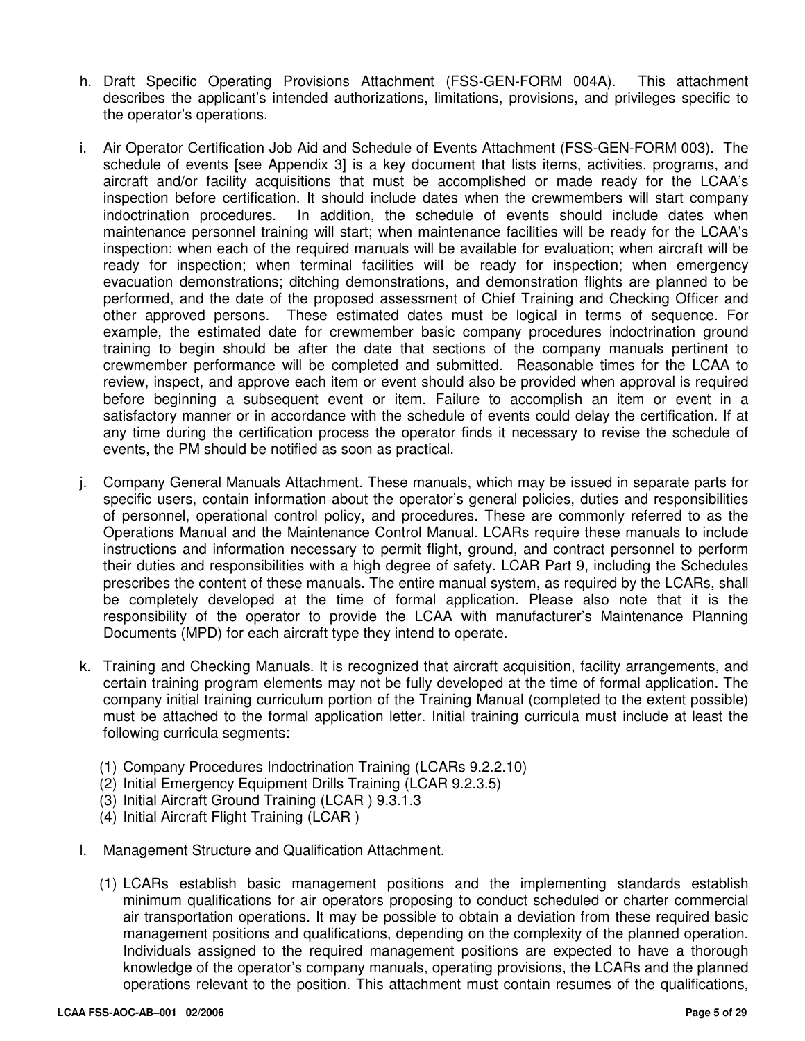h. Draft Specific Operating Provisions Attachment (FSS-GEN-FORM 004A). This attachment describes the applicant's intended authorizations, limitations, provisions, and privileges specific to the operator's operations.

i. Air Operator Certification Job Aid and Schedule of Events Attachment (FSS-GEN-FORM 003). The schedule of events [see Appendix 3] is a key document that lists items, activities, programs, and aircraft and/or facility acquisitions that must be accomplished or made ready for the LCAA's inspection before certification. It should include dates when the crewmembers will start company indoctrination procedures. In addition, the schedule of events should include dates when maintenance personnel training will start; when maintenance facilities will be ready for the LCAA's inspection; when each of the required manuals will be available for evaluation; when aircraft will be ready for inspection; when terminal facilities will be ready for inspection; when emergency evacuation demonstrations; ditching demonstrations, and demonstration flights are planned to be performed, and the date of the proposed assessment of Chief Training and Checking Officer and other approved persons. These estimated dates must be logical in terms of sequence. For example, the estimated date for crewmember basic company procedures indoctrination ground training to begin should be after the date that sections of the company manuals pertinent to crewmember performance will be completed and submitted. Reasonable times for the LCAA to review, inspect, and approve each item or event should also be provided when approval is required before beginning a subsequent event or item. Failure to accomplish an item or event in a satisfactory manner or in accordance with the schedule of events could delay the certification. If at any time during the certification process the operator finds it necessary to revise the schedule of events, the PM should be notified as soon as practical.

j. Company General Manuals Attachment. These manuals, which may be issued in separate parts for specific users, contain information about the operator's general policies, duties and responsibilities of personnel, operational control policy, and procedures. These are commonly referred to as the Operations Manual and the Maintenance Control Manual. LCARs require these manuals to include instructions and information necessary to permit flight, ground, and contract personnel to perform their duties and responsibilities with a high degree of safety. LCAR Part 9, including the Schedules prescribes the content of these manuals. The entire manual system, as required by the LCARs, shall be completely developed at the time of formal application. Please also note that it is the responsibility of the operator to provide the LCAA with manufacturer's Maintenance Planning Documents (MPD) for each aircraft type they intend to operate.

k. Training and Checking Manuals. It is recognized that aircraft acquisition, facility arrangements, and certain training program elements may not be fully developed at the time of formal application. The company initial training curriculum portion of the Training Manual (completed to the extent possible) must be attached to the formal application letter. Initial training curricula must include at least the following curricula segments:

   (1) Company Procedures Indoctrination Training (LCARs 9.2.2.10)
   (2) Initial Emergency Equipment Drills Training (LCAR 9.2.3.5)
   (3) Initial Aircraft Ground Training (LCAR ) 9.3.1.3
   (4) Initial Aircraft Flight Training (LCAR )

l. Management Structure and Qualification Attachment.

   (1) LCARs establish basic management positions and the implementing standards establish minimum qualifications for air operators proposing to conduct scheduled or charter commercial air transportation operations. It may be possible to obtain a deviation from these required basic management positions and qualifications, depending on the complexity of the planned operation. Individuals assigned to the required management positions are expected to have a thorough knowledge of the operator's company manuals, operating provisions, the LCARs and the planned operations relevant to the position. This attachment must contain resumes of the qualifications,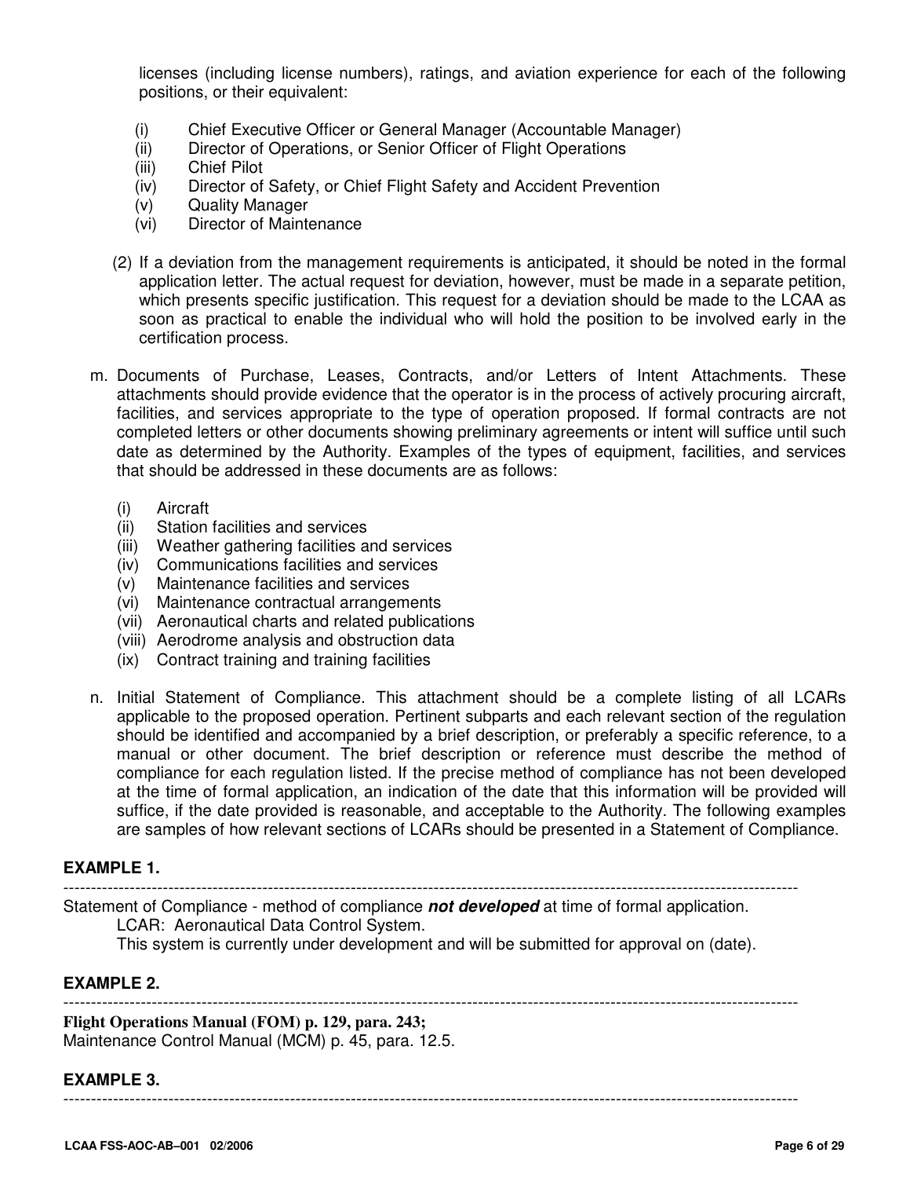licenses (including license numbers), ratings, and aviation experience for each of the following positions, or their equivalent:

(i) Chief Executive Officer or General Manager (Accountable Manager)
(ii) Director of Operations, or Senior Officer of Flight Operations
(iii) Chief Pilot
(iv) Director of Safety, or Chief Flight Safety and Accident Prevention
(v) Quality Manager
(vi) Director of Maintenance

(2) If a deviation from the management requirements is anticipated, it should be noted in the formal application letter. The actual request for deviation, however, must be made in a separate petition, which presents specific justification. This request for a deviation should be made to the LCAA as soon as practical to enable the individual who will hold the position to be involved early in the certification process.

m. Documents of Purchase, Leases, Contracts, and/or Letters of Intent Attachments. These attachments should provide evidence that the operator is in the process of actively procuring aircraft, facilities, and services appropriate to the type of operation proposed. If formal contracts are not completed letters or other documents showing preliminary agreements or intent will suffice until such date as determined by the Authority. Examples of the types of equipment, facilities, and services that should be addressed in these documents are as follows:

(i) Aircraft
(ii) Station facilities and services
(iii) Weather gathering facilities and services
(iv) Communications facilities and services
(v) Maintenance facilities and services
(vi) Maintenance contractual arrangements
(vii) Aeronautical charts and related publications
(viii) Aerodrome analysis and obstruction data
(ix) Contract training and training facilities

n. Initial Statement of Compliance. This attachment should be a complete listing of all LCARs applicable to the proposed operation. Pertinent subparts and each relevant section of the regulation should be identified and accompanied by a brief description, or preferably a specific reference, to a manual or other document. The brief description or reference must describe the method of compliance for each regulation listed. If the precise method of compliance has not been developed at the time of formal application, an indication of the date that this information will be provided will suffice, if the date provided is reasonable, and acceptable to the Authority. The following examples are samples of how relevant sections of LCARs should be presented in a Statement of Compliance.

**EXAMPLE 1.**

---

Statement of Compliance - method of compliance ***not developed*** at time of formal application.
LCAR: Aeronautical Data Control System.
This system is currently under development and will be submitted for approval on (date).

**EXAMPLE 2.**

---

**Flight Operations Manual (FOM) p. 129, para. 243;**
Maintenance Control Manual (MCM) p. 45, para. 12.5.

**EXAMPLE 3.**

---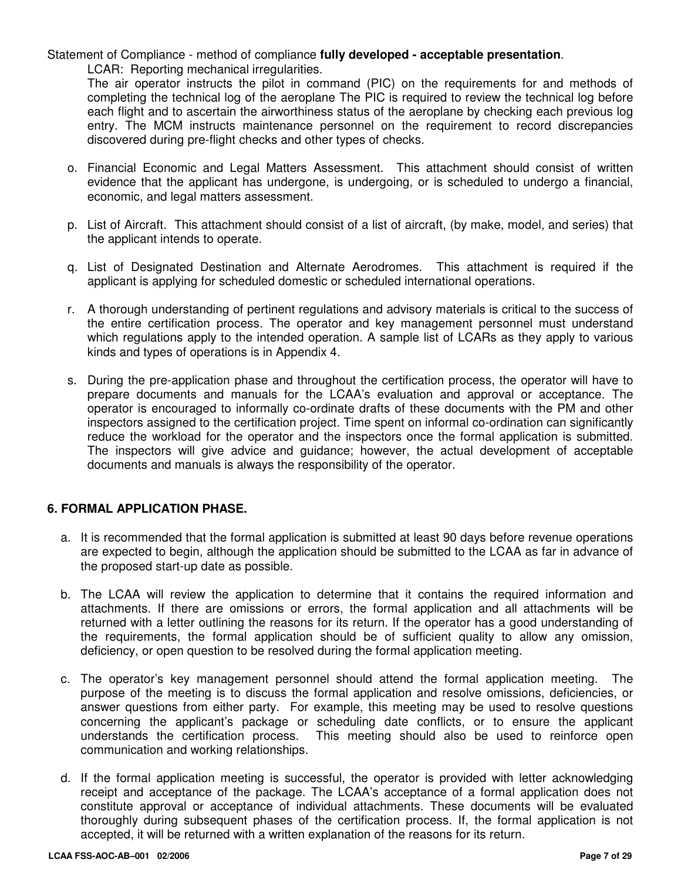Statement of Compliance - method of compliance **fully developed - acceptable presentation**.

LCAR: Reporting mechanical irregularities.

The air operator instructs the pilot in command (PIC) on the requirements for and methods of completing the technical log of the aeroplane The PIC is required to review the technical log before each flight and to ascertain the airworthiness status of the aeroplane by checking each previous log entry. The MCM instructs maintenance personnel on the requirement to record discrepancies discovered during pre-flight checks and other types of checks.

o. Financial Economic and Legal Matters Assessment. This attachment should consist of written evidence that the applicant has undergone, is undergoing, or is scheduled to undergo a financial, economic, and legal matters assessment.

p. List of Aircraft. This attachment should consist of a list of aircraft, (by make, model, and series) that the applicant intends to operate.

q. List of Designated Destination and Alternate Aerodromes. This attachment is required if the applicant is applying for scheduled domestic or scheduled international operations.

r. A thorough understanding of pertinent regulations and advisory materials is critical to the success of the entire certification process. The operator and key management personnel must understand which regulations apply to the intended operation. A sample list of LCARs as they apply to various kinds and types of operations is in Appendix 4.

s. During the pre-application phase and throughout the certification process, the operator will have to prepare documents and manuals for the LCAA's evaluation and approval or acceptance. The operator is encouraged to informally co-ordinate drafts of these documents with the PM and other inspectors assigned to the certification project. Time spent on informal co-ordination can significantly reduce the workload for the operator and the inspectors once the formal application is submitted. The inspectors will give advice and guidance; however, the actual development of acceptable documents and manuals is always the responsibility of the operator.

## 6. FORMAL APPLICATION PHASE.

a. It is recommended that the formal application is submitted at least 90 days before revenue operations are expected to begin, although the application should be submitted to the LCAA as far in advance of the proposed start-up date as possible.

b. The LCAA will review the application to determine that it contains the required information and attachments. If there are omissions or errors, the formal application and all attachments will be returned with a letter outlining the reasons for its return. If the operator has a good understanding of the requirements, the formal application should be of sufficient quality to allow any omission, deficiency, or open question to be resolved during the formal application meeting.

c. The operator's key management personnel should attend the formal application meeting. The purpose of the meeting is to discuss the formal application and resolve omissions, deficiencies, or answer questions from either party. For example, this meeting may be used to resolve questions concerning the applicant's package or scheduling date conflicts, or to ensure the applicant understands the certification process. This meeting should also be used to reinforce open communication and working relationships.

d. If the formal application meeting is successful, the operator is provided with letter acknowledging receipt and acceptance of the package. The LCAA's acceptance of a formal application does not constitute approval or acceptance of individual attachments. These documents will be evaluated thoroughly during subsequent phases of the certification process. If, the formal application is not accepted, it will be returned with a written explanation of the reasons for its return.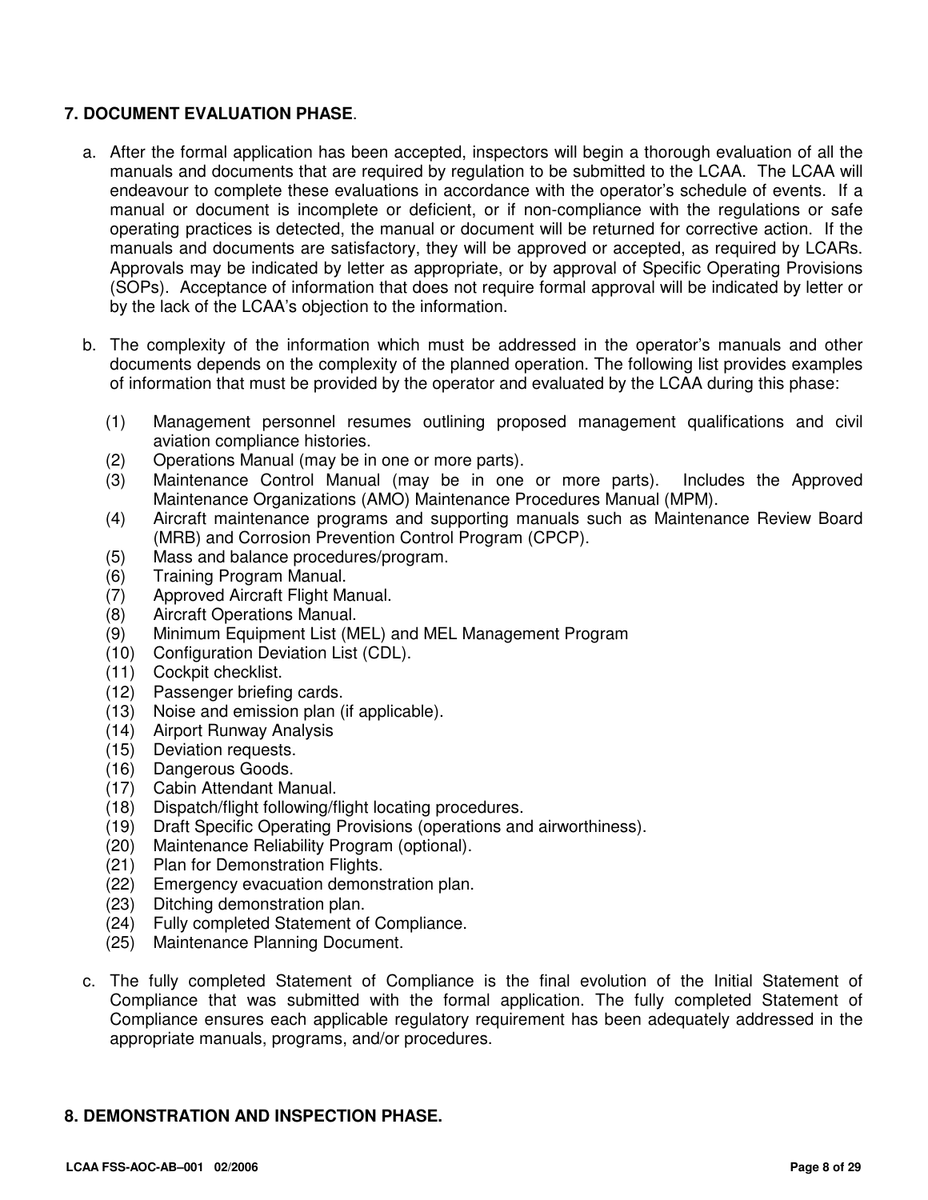## 7. DOCUMENT EVALUATION PHASE.

a. After the formal application has been accepted, inspectors will begin a thorough evaluation of all the manuals and documents that are required by regulation to be submitted to the LCAA. The LCAA will endeavour to complete these evaluations in accordance with the operator's schedule of events. If a manual or document is incomplete or deficient, or if non-compliance with the regulations or safe operating practices is detected, the manual or document will be returned for corrective action. If the manuals and documents are satisfactory, they will be approved or accepted, as required by LCARs. Approvals may be indicated by letter as appropriate, or by approval of Specific Operating Provisions (SOPs). Acceptance of information that does not require formal approval will be indicated by letter or by the lack of the LCAA's objection to the information.

b. The complexity of the information which must be addressed in the operator's manuals and other documents depends on the complexity of the planned operation. The following list provides examples of information that must be provided by the operator and evaluated by the LCAA during this phase:

(1) Management personnel resumes outlining proposed management qualifications and civil aviation compliance histories.
(2) Operations Manual (may be in one or more parts).
(3) Maintenance Control Manual (may be in one or more parts). Includes the Approved Maintenance Organizations (AMO) Maintenance Procedures Manual (MPM).
(4) Aircraft maintenance programs and supporting manuals such as Maintenance Review Board (MRB) and Corrosion Prevention Control Program (CPCP).
(5) Mass and balance procedures/program.
(6) Training Program Manual.
(7) Approved Aircraft Flight Manual.
(8) Aircraft Operations Manual.
(9) Minimum Equipment List (MEL) and MEL Management Program
(10) Configuration Deviation List (CDL).
(11) Cockpit checklist.
(12) Passenger briefing cards.
(13) Noise and emission plan (if applicable).
(14) Airport Runway Analysis
(15) Deviation requests.
(16) Dangerous Goods.
(17) Cabin Attendant Manual.
(18) Dispatch/flight following/flight locating procedures.
(19) Draft Specific Operating Provisions (operations and airworthiness).
(20) Maintenance Reliability Program (optional).
(21) Plan for Demonstration Flights.
(22) Emergency evacuation demonstration plan.
(23) Ditching demonstration plan.
(24) Fully completed Statement of Compliance.
(25) Maintenance Planning Document.

c. The fully completed Statement of Compliance is the final evolution of the Initial Statement of Compliance that was submitted with the formal application. The fully completed Statement of Compliance ensures each applicable regulatory requirement has been adequately addressed in the appropriate manuals, programs, and/or procedures.

## 8. DEMONSTRATION AND INSPECTION PHASE.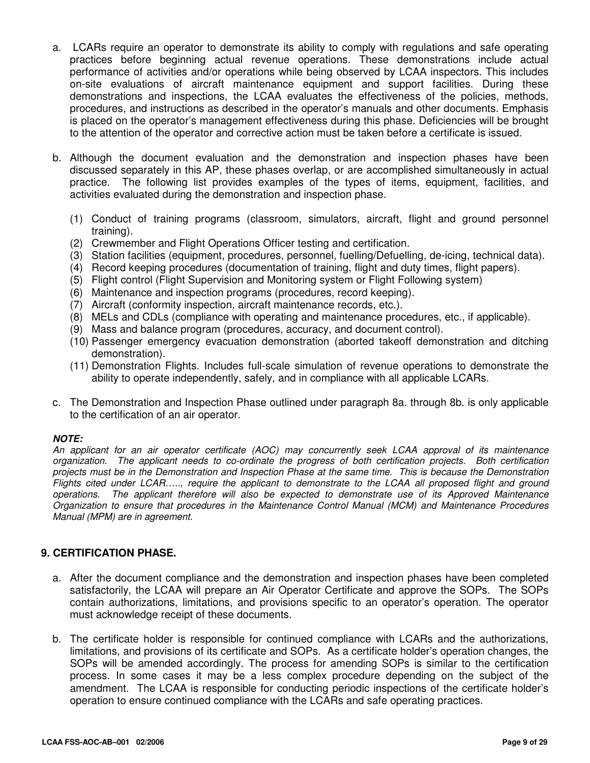a. LCARs require an operator to demonstrate its ability to comply with regulations and safe operating practices before beginning actual revenue operations. These demonstrations include actual performance of activities and/or operations while being observed by LCAA inspectors. This includes on-site evaluations of aircraft maintenance equipment and support facilities. During these demonstrations and inspections, the LCAA evaluates the effectiveness of the policies, methods, procedures, and instructions as described in the operator's manuals and other documents. Emphasis is placed on the operator's management effectiveness during this phase. Deficiencies will be brought to the attention of the operator and corrective action must be taken before a certificate is issued.

b. Although the document evaluation and the demonstration and inspection phases have been discussed separately in this AP, these phases overlap, or are accomplished simultaneously in actual practice. The following list provides examples of the types of items, equipment, facilities, and activities evaluated during the demonstration and inspection phase.

   (1) Conduct of training programs (classroom, simulators, aircraft, flight and ground personnel training).
   (2) Crewmember and Flight Operations Officer testing and certification.
   (3) Station facilities (equipment, procedures, personnel, fuelling/Defuelling, de-icing, technical data).
   (4) Record keeping procedures (documentation of training, flight and duty times, flight papers).
   (5) Flight control (Flight Supervision and Monitoring system or Flight Following system)
   (6) Maintenance and inspection programs (procedures, record keeping).
   (7) Aircraft (conformity inspection, aircraft maintenance records, etc.).
   (8) MELs and CDLs (compliance with operating and maintenance procedures, etc., if applicable).
   (9) Mass and balance program (procedures, accuracy, and document control).
   (10) Passenger emergency evacuation demonstration (aborted takeoff demonstration and ditching demonstration).
   (11) Demonstration Flights. Includes full-scale simulation of revenue operations to demonstrate the ability to operate independently, safely, and in compliance with all applicable LCARs.

c. The Demonstration and Inspection Phase outlined under paragraph 8a. through 8b. is only applicable to the certification of an air operator.

***NOTE:***
*An applicant for an air operator certificate (AOC) may concurrently seek LCAA approval of its maintenance organization. The applicant needs to co-ordinate the progress of both certification projects. Both certification projects must be in the Demonstration and Inspection Phase at the same time. This is because the Demonstration Flights cited under LCAR….., require the applicant to demonstrate to the LCAA all proposed flight and ground operations. The applicant therefore will also be expected to demonstrate use of its Approved Maintenance Organization to ensure that procedures in the Maintenance Control Manual (MCM) and Maintenance Procedures Manual (MPM) are in agreement.*

## 9. CERTIFICATION PHASE.

a. After the document compliance and the demonstration and inspection phases have been completed satisfactorily, the LCAA will prepare an Air Operator Certificate and approve the SOPs. The SOPs contain authorizations, limitations, and provisions specific to an operator's operation. The operator must acknowledge receipt of these documents.

b. The certificate holder is responsible for continued compliance with LCARs and the authorizations, limitations, and provisions of its certificate and SOPs. As a certificate holder's operation changes, the SOPs will be amended accordingly. The process for amending SOPs is similar to the certification process. In some cases it may be a less complex procedure depending on the subject of the amendment. The LCAA is responsible for conducting periodic inspections of the certificate holder's operation to ensure continued compliance with the LCARs and safe operating practices.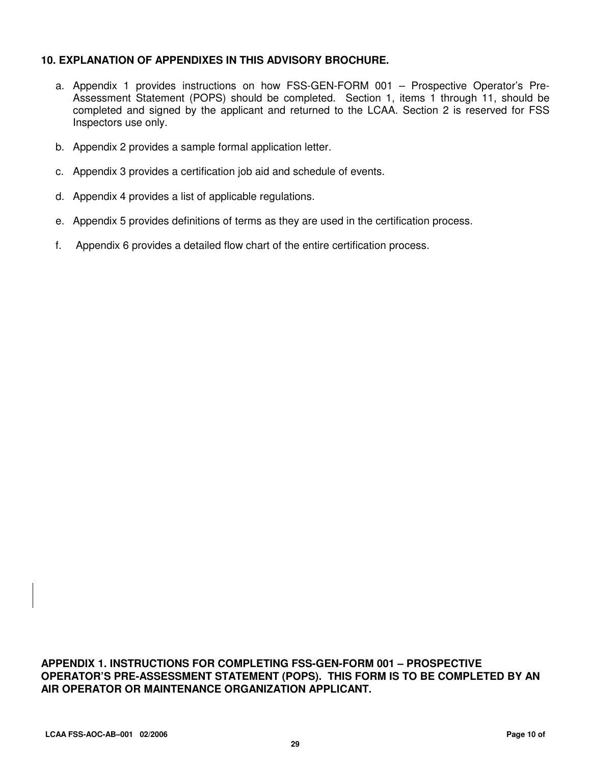## 10. EXPLANATION OF APPENDIXES IN THIS ADVISORY BROCHURE.

a. Appendix 1 provides instructions on how FSS-GEN-FORM 001 – Prospective Operator's Pre-Assessment Statement (POPS) should be completed. Section 1, items 1 through 11, should be completed and signed by the applicant and returned to the LCAA. Section 2 is reserved for FSS Inspectors use only.

b. Appendix 2 provides a sample formal application letter.

c. Appendix 3 provides a certification job aid and schedule of events.

d. Appendix 4 provides a list of applicable regulations.

e. Appendix 5 provides definitions of terms as they are used in the certification process.

f. Appendix 6 provides a detailed flow chart of the entire certification process.

## APPENDIX 1. INSTRUCTIONS FOR COMPLETING FSS-GEN-FORM 001 – PROSPECTIVE OPERATOR'S PRE-ASSESSMENT STATEMENT (POPS). THIS FORM IS TO BE COMPLETED BY AN AIR OPERATOR OR MAINTENANCE ORGANIZATION APPLICANT.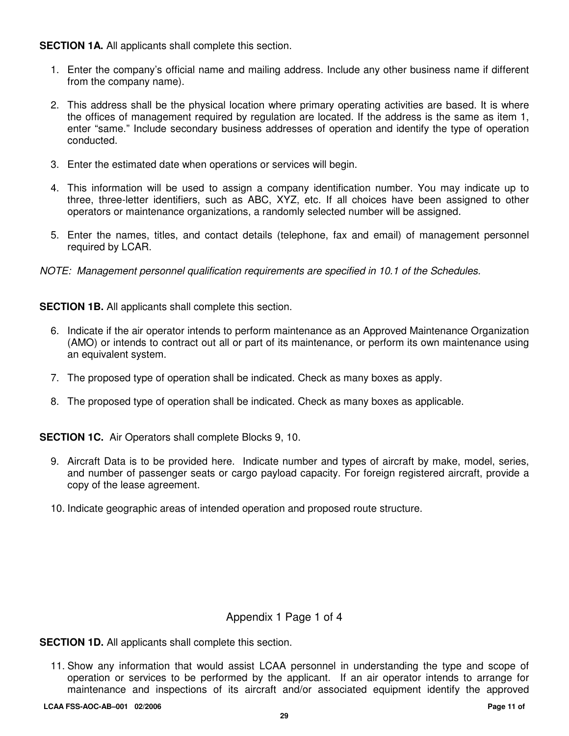**SECTION 1A.** All applicants shall complete this section.

1. Enter the company's official name and mailing address. Include any other business name if different from the company name).

2. This address shall be the physical location where primary operating activities are based. It is where the offices of management required by regulation are located. If the address is the same as item 1, enter "same." Include secondary business addresses of operation and identify the type of operation conducted.

3. Enter the estimated date when operations or services will begin.

4. This information will be used to assign a company identification number. You may indicate up to three, three-letter identifiers, such as ABC, XYZ, etc. If all choices have been assigned to other operators or maintenance organizations, a randomly selected number will be assigned.

5. Enter the names, titles, and contact details (telephone, fax and email) of management personnel required by LCAR.

*NOTE: Management personnel qualification requirements are specified in 10.1 of the Schedules.*

**SECTION 1B.** All applicants shall complete this section.

6. Indicate if the air operator intends to perform maintenance as an Approved Maintenance Organization (AMO) or intends to contract out all or part of its maintenance, or perform its own maintenance using an equivalent system.

7. The proposed type of operation shall be indicated. Check as many boxes as apply.

8. The proposed type of operation shall be indicated. Check as many boxes as applicable.

**SECTION 1C.** Air Operators shall complete Blocks 9, 10.

9. Aircraft Data is to be provided here. Indicate number and types of aircraft by make, model, series, and number of passenger seats or cargo payload capacity. For foreign registered aircraft, provide a copy of the lease agreement.

10. Indicate geographic areas of intended operation and proposed route structure.

Appendix 1 Page 1 of 4

**SECTION 1D.** All applicants shall complete this section.

11. Show any information that would assist LCAA personnel in understanding the type and scope of operation or services to be performed by the applicant. If an air operator intends to arrange for maintenance and inspections of its aircraft and/or associated equipment identify the approved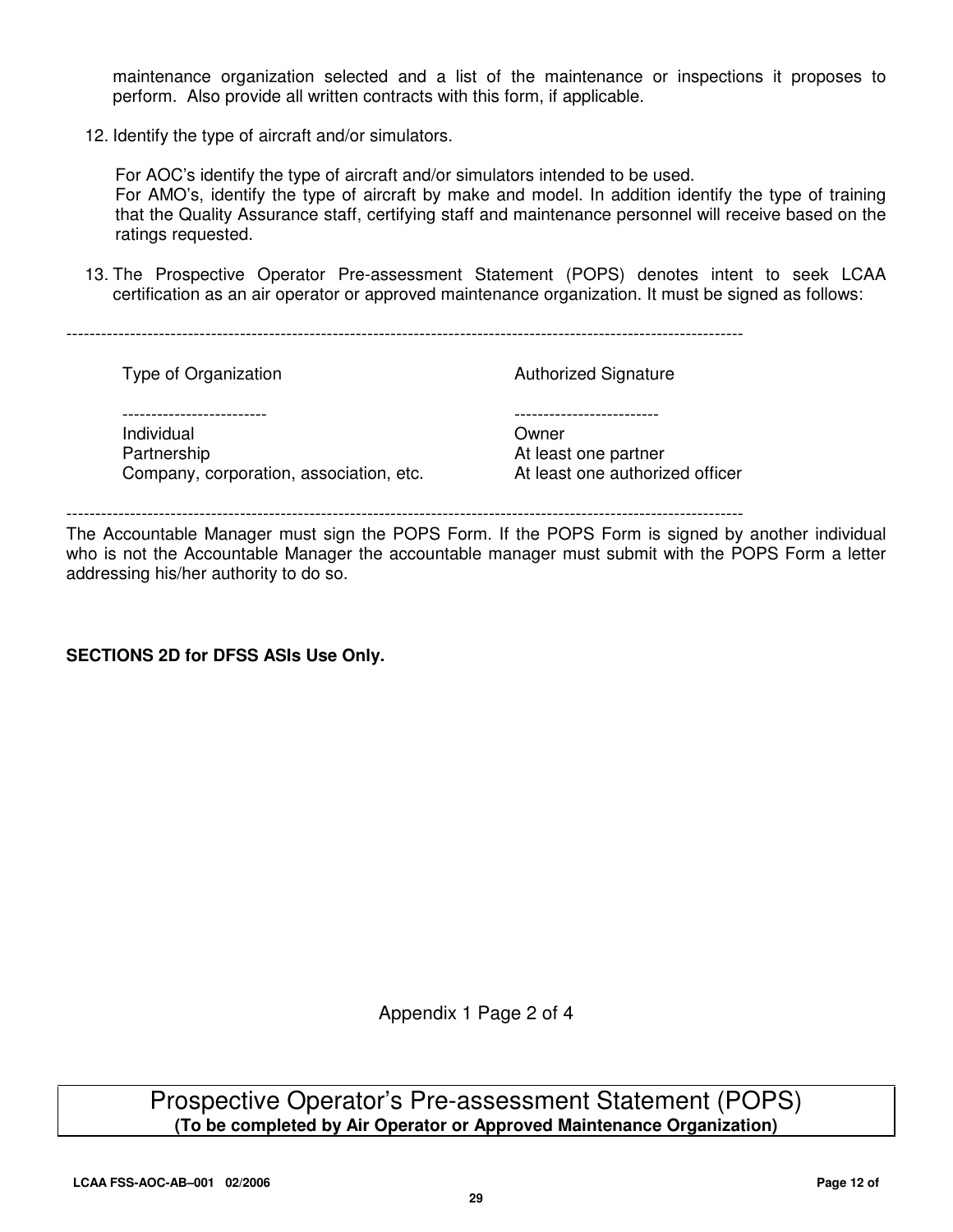maintenance organization selected and a list of the maintenance or inspections it proposes to perform. Also provide all written contracts with this form, if applicable.

12. Identify the type of aircraft and/or simulators.

    For AOC's identify the type of aircraft and/or simulators intended to be used.
    For AMO's, identify the type of aircraft by make and model. In addition identify the type of training that the Quality Assurance staff, certifying staff and maintenance personnel will receive based on the ratings requested.

13. The Prospective Operator Pre-assessment Statement (POPS) denotes intent to seek LCAA certification as an air operator or approved maintenance organization. It must be signed as follows:

---

| Type of Organization | Authorized Signature |
| --- | --- |
| Individual | Owner |
| Partnership | At least one partner |
| Company, corporation, association, etc. | At least one authorized officer |

---

The Accountable Manager must sign the POPS Form. If the POPS Form is signed by another individual who is not the Accountable Manager the accountable manager must submit with the POPS Form a letter addressing his/her authority to do so.

**SECTIONS 2D for DFSS ASIs Use Only.**

Appendix 1 Page 2 of 4

# Prospective Operator's Pre-assessment Statement (POPS)

**(To be completed by Air Operator or Approved Maintenance Organization)**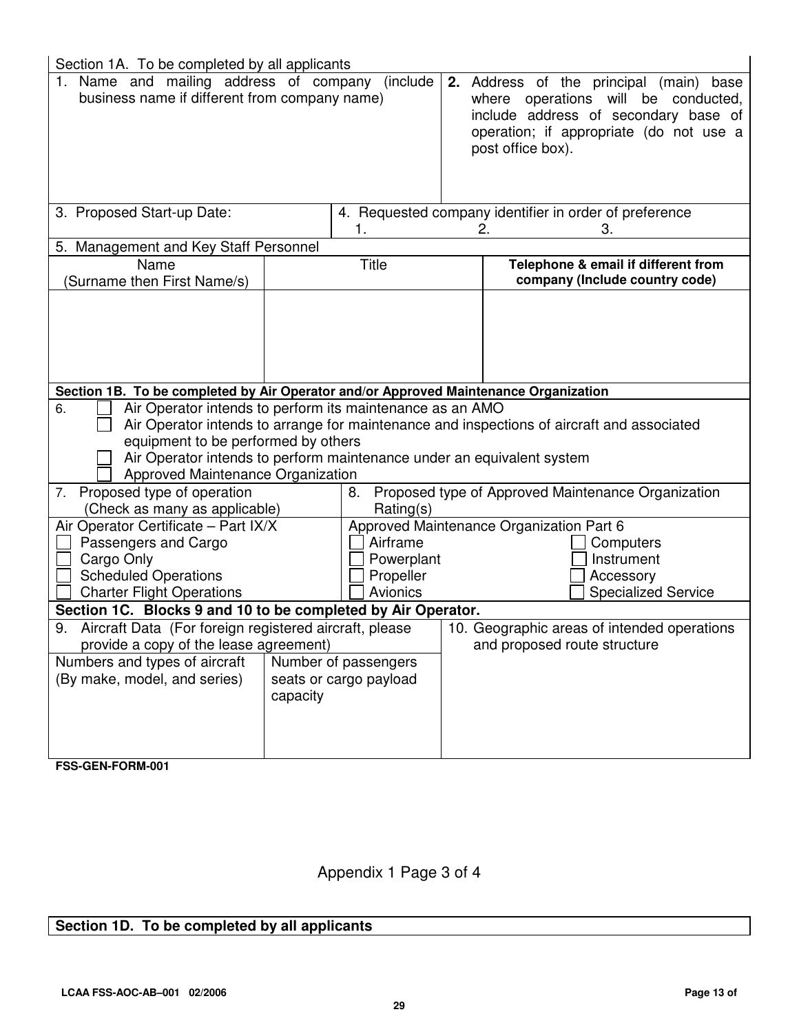## Section 1A. To be completed by all applicants

| 1. Name and mailing address of company (include business name if different from company name) | **2.** Address of the principal (main) base where operations will be conducted, include address of secondary base of operation; if appropriate (do not use a post office box). |
|---|---|
| | |

| 3. Proposed Start-up Date: | 4. Requested company identifier in order of preference 1. 2. 3. |
|---|---|
| | |

5. Management and Key Staff Personnel

| Name (Surname then First Name/s) | Title | **Telephone & email if different from company (Include country code)** |
|---|---|---|
| | | |

## Section 1B. To be completed by Air Operator and/or Approved Maintenance Organization

6.
- ☐ Air Operator intends to perform its maintenance as an AMO
- ☐ Air Operator intends to arrange for maintenance and inspections of aircraft and associated equipment to be performed by others
- ☐ Air Operator intends to perform maintenance under an equivalent system
- ☐ Approved Maintenance Organization

| 7. Proposed type of operation (Check as many as applicable) | 8. Proposed type of Approved Maintenance Organization Rating(s) | |
|---|---|---|
| Air Operator Certificate – Part IX/X | Approved Maintenance Organization Part 6 | |
| ☐ Passengers and Cargo | ☐ Airframe | ☐ Computers |
| ☐ Cargo Only | ☐ Powerplant | ☐ Instrument |
| ☐ Scheduled Operations | ☐ Propeller | ☐ Accessory |
| ☐ Charter Flight Operations | ☐ Avionics | ☐ Specialized Service |

## Section 1C. Blocks 9 and 10 to be completed by Air Operator.

| 9. Aircraft Data (For foreign registered aircraft, please provide a copy of the lease agreement) | | 10. Geographic areas of intended operations and proposed route structure |
|---|---|---|
| Numbers and types of aircraft (By make, model, and series) | Number of passengers seats or cargo payload capacity | |
| | | |

**FSS-GEN-FORM-001**

Appendix 1 Page 3 of 4

## Section 1D. To be completed by all applicants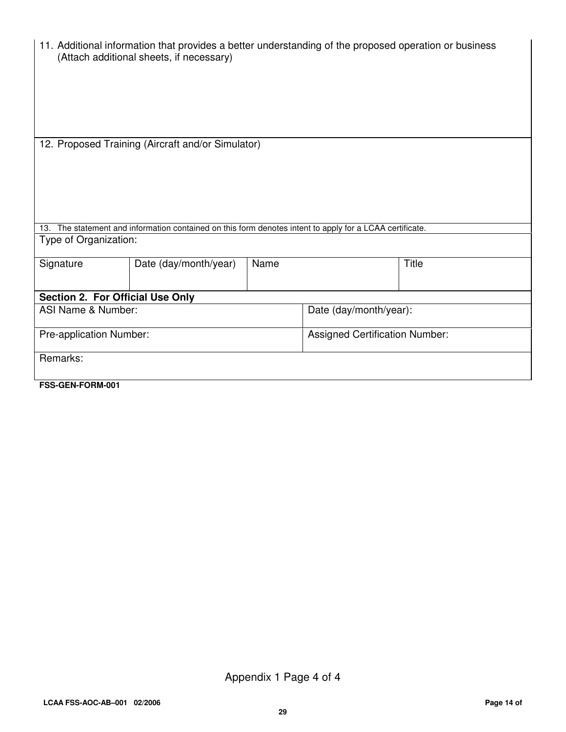11. Additional information that provides a better understanding of the proposed operation or business (Attach additional sheets, if necessary)

12. Proposed Training (Aircraft and/or Simulator)

13. The statement and information contained on this form denotes intent to apply for a LCAA certificate.

| Type of Organization: | | | |
|---|---|---|---|
| Signature | Date (day/month/year) | Name | Title |

**Section 2. For Official Use Only**

| ASI Name & Number: | Date (day/month/year): |
|---|---|
| Pre-application Number: | Assigned Certification Number: |
| Remarks: | |

**FSS-GEN-FORM-001**

Appendix 1 Page 4 of 4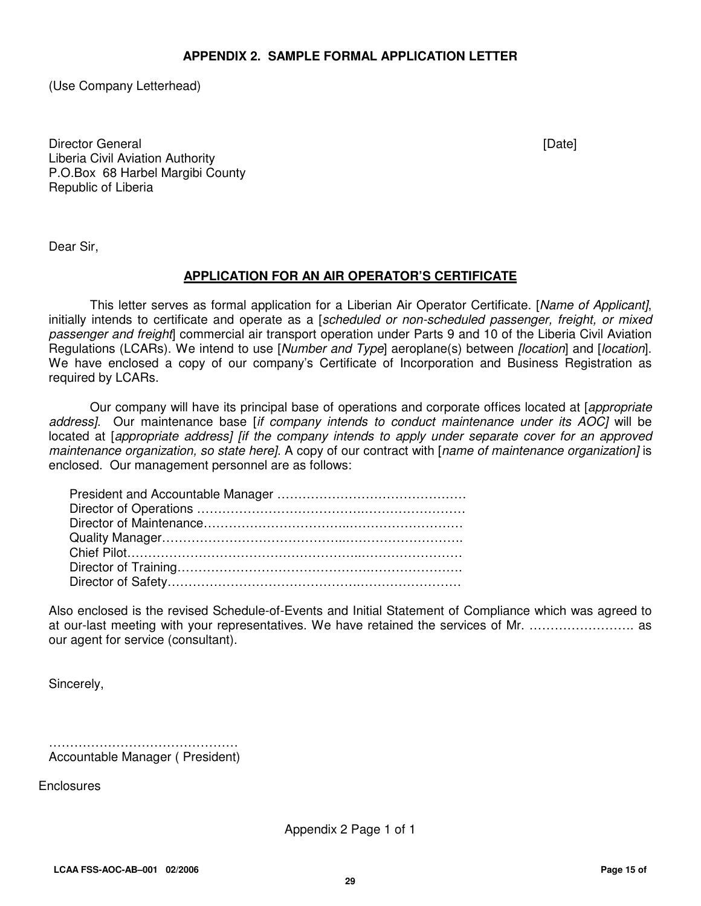## APPENDIX 2. SAMPLE FORMAL APPLICATION LETTER

(Use Company Letterhead)

Director General [Date]
Liberia Civil Aviation Authority
P.O.Box 68 Harbel Margibi County
Republic of Liberia

Dear Sir,

**APPLICATION FOR AN AIR OPERATOR'S CERTIFICATE**

This letter serves as formal application for a Liberian Air Operator Certificate. [*Name of Applicant]*, initially intends to certificate and operate as a [*scheduled or non-scheduled passenger, freight, or mixed passenger and freight*] commercial air transport operation under Parts 9 and 10 of the Liberia Civil Aviation Regulations (LCARs). We intend to use [*Number and Type*] aeroplane(s) between *[location*] and [*location*]. We have enclosed a copy of our company's Certificate of Incorporation and Business Registration as required by LCARs.

Our company will have its principal base of operations and corporate offices located at [*appropriate address]*. Our maintenance base [*if company intends to conduct maintenance under its AOC]* will be located at [*appropriate address] [if the company intends to apply under separate cover for an approved maintenance organization, so state here]*. A copy of our contract with [*name of maintenance organization]* is enclosed. Our management personnel are as follows:

- President and Accountable Manager ………………………………………
- Director of Operations ………………………………………………………
- Director of Maintenance………………………………………………………
- Quality Manager………………………………………………………………..
- Chief Pilot………………………………………………………………………
- Director of Training…………………………………………………………….
- Director of Safety………………………………………………………………

Also enclosed is the revised Schedule-of-Events and Initial Statement of Compliance which was agreed to at our-last meeting with your representatives. We have retained the services of Mr. ……………………. as our agent for service (consultant).

Sincerely,

………………………………………
Accountable Manager ( President)

Enclosures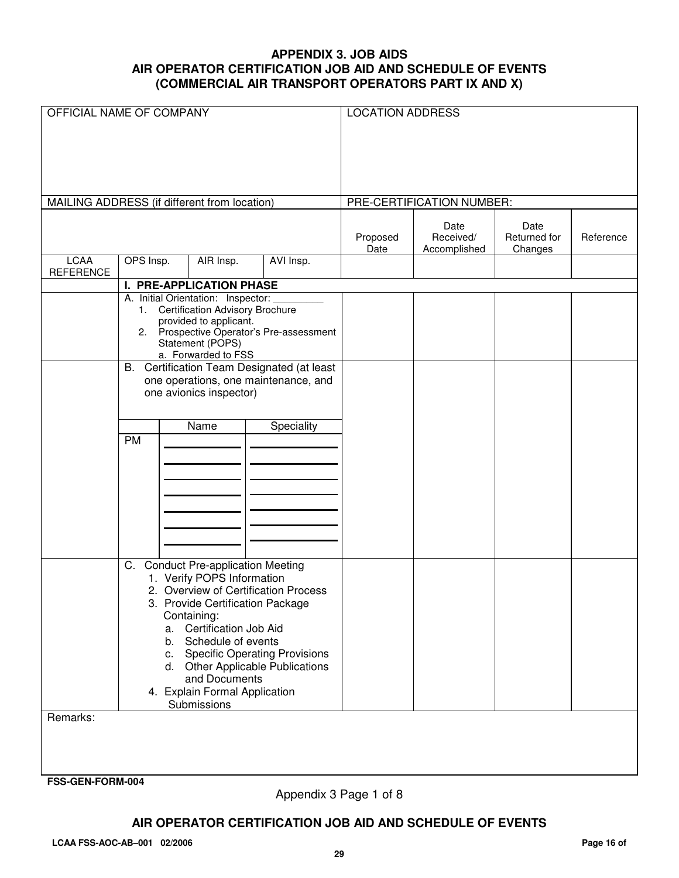### APPENDIX 3. JOB AIDS
### AIR OPERATOR CERTIFICATION JOB AID AND SCHEDULE OF EVENTS
### (COMMERCIAL AIR TRANSPORT OPERATORS PART IX AND X)

| OFFICIAL NAME OF COMPANY | | | | LOCATION ADDRESS | | | |
|---|---|---|---|---|---|---|---|
| MAILING ADDRESS (if different from location) | | | | PRE-CERTIFICATION NUMBER: | | | |
| | | | | Proposed Date | Date Received/ Accomplished | Date Returned for Changes | Reference |
| LCAA REFERENCE | OPS Insp. | AIR Insp. | AVI Insp. | | | | |
| | **I. PRE-APPLICATION PHASE** | | | | | | |
| | A. Initial Orientation: Inspector: _________<br>1. Certification Advisory Brochure provided to applicant.<br>2. Prospective Operator's Pre-assessment Statement (POPS)<br>a. Forwarded to FSS | | | | | | |
| | B. Certification Team Designated (at least one operations, one maintenance, and one avionics inspector) | | | | | | |
| | | Name | Speciality | | | | |
| | PM | __________<br>__________<br>__________<br>__________<br>__________<br>__________<br>__________ | __________<br>__________<br>__________<br>__________<br>__________<br>__________<br>__________ | | | | |
| | C. Conduct Pre-application Meeting<br>1. Verify POPS Information<br>2. Overview of Certification Process<br>3. Provide Certification Package Containing:<br>a. Certification Job Aid<br>b. Schedule of events<br>c. Specific Operating Provisions<br>d. Other Applicable Publications and Documents<br>4. Explain Formal Application Submissions | | | | | | |
| Remarks: | | | | | | | |

FSS-GEN-FORM-004

Appendix 3 Page 1 of 8

**AIR OPERATOR CERTIFICATION JOB AID AND SCHEDULE OF EVENTS**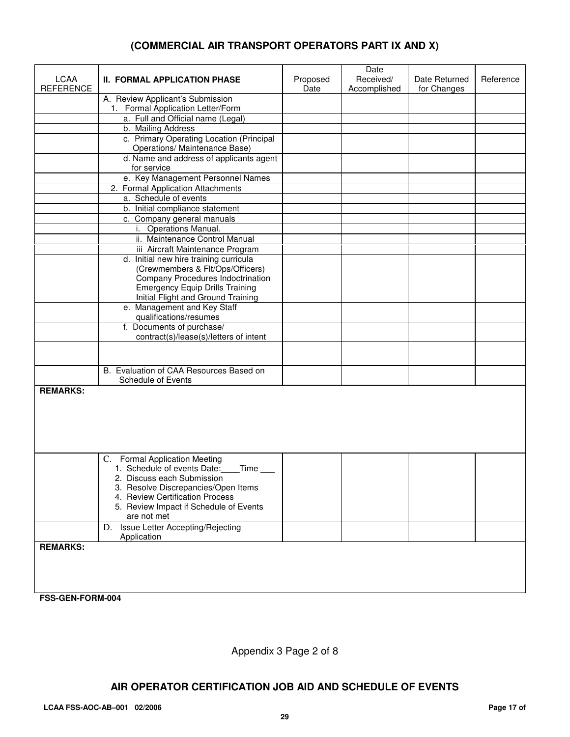## (COMMERCIAL AIR TRANSPORT OPERATORS PART IX AND X)

| LCAA REFERENCE | II. FORMAL APPLICATION PHASE | Proposed Date | Date Received/ Accomplished | Date Returned for Changes | Reference |
|---|---|---|---|---|---|
| | A. Review Applicant's Submission<br>1. Formal Application Letter/Form | | | | |
| | a. Full and Official name (Legal) | | | | |
| | b. Mailing Address | | | | |
| | c. Primary Operating Location (Principal Operations/ Maintenance Base) | | | | |
| | d. Name and address of applicants agent for service | | | | |
| | e. Key Management Personnel Names | | | | |
| | 2. Formal Application Attachments | | | | |
| | a. Schedule of events | | | | |
| | b. Initial compliance statement | | | | |
| | c. Company general manuals | | | | |
| | i. Operations Manual. | | | | |
| | ii. Maintenance Control Manual | | | | |
| | iii Aircraft Maintenance Program | | | | |
| | d. Initial new hire training curricula (Crewmembers & Flt/Ops/Officers) Company Procedures Indoctrination Emergency Equip Drills Training Initial Flight and Ground Training | | | | |
| | e. Management and Key Staff qualifications/resumes | | | | |
| | f. Documents of purchase/ contract(s)/lease(s)/letters of intent | | | | |
| | | | | | |
| | B. Evaluation of CAA Resources Based on Schedule of Events | | | | |
| **REMARKS:** | | | | | |
| | C. Formal Application Meeting<br>1. Schedule of events Date:____Time ___<br>2. Discuss each Submission<br>3. Resolve Discrepancies/Open Items<br>4. Review Certification Process<br>5. Review Impact if Schedule of Events are not met | | | | |
| | D. Issue Letter Accepting/Rejecting Application | | | | |
| **REMARKS:** | | | | | |

**FSS-GEN-FORM-004**

Appendix 3 Page 2 of 8

**AIR OPERATOR CERTIFICATION JOB AID AND SCHEDULE OF EVENTS**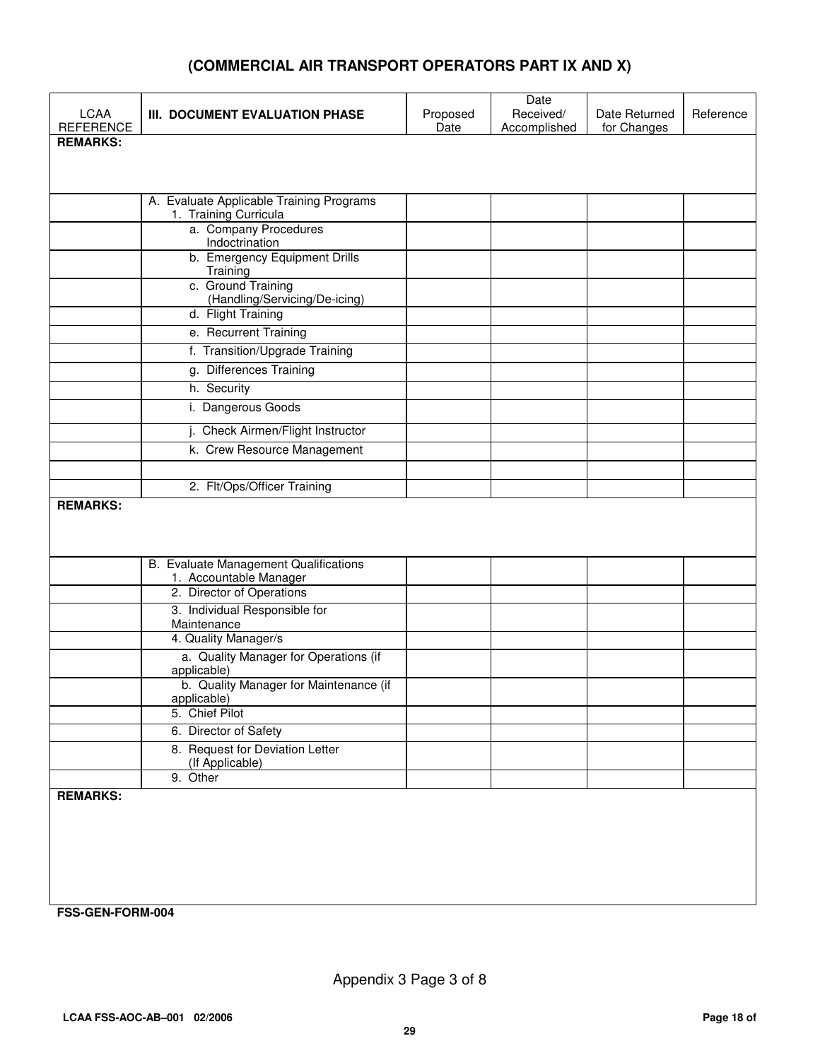## (COMMERCIAL AIR TRANSPORT OPERATORS PART IX AND X)

| LCAA REFERENCE | III. DOCUMENT EVALUATION PHASE | Proposed Date | Date Received/ Accomplished | Date Returned for Changes | Reference |
|---|---|---|---|---|---|
| **REMARKS:** | | | | | |
| | A. Evaluate Applicable Training Programs<br>1. Training Curricula | | | | |
| | a. Company Procedures Indoctrination | | | | |
| | b. Emergency Equipment Drills Training | | | | |
| | c. Ground Training (Handling/Servicing/De-icing) | | | | |
| | d. Flight Training | | | | |
| | e. Recurrent Training | | | | |
| | f. Transition/Upgrade Training | | | | |
| | g. Differences Training | | | | |
| | h. Security | | | | |
| | i. Dangerous Goods | | | | |
| | j. Check Airmen/Flight Instructor | | | | |
| | k. Crew Resource Management | | | | |
| | | | | | |
| | 2. Flt/Ops/Officer Training | | | | |
| **REMARKS:** | | | | | |
| | B. Evaluate Management Qualifications<br>1. Accountable Manager | | | | |
| | 2. Director of Operations | | | | |
| | 3. Individual Responsible for Maintenance | | | | |
| | 4. Quality Manager/s | | | | |
| | a. Quality Manager for Operations (if applicable) | | | | |
| | b. Quality Manager for Maintenance (if applicable) | | | | |
| | 5. Chief Pilot | | | | |
| | 6. Director of Safety | | | | |
| | 8. Request for Deviation Letter (If Applicable) | | | | |
| | 9. Other | | | | |
| **REMARKS:** | | | | | |

**FSS-GEN-FORM-004**

Appendix 3 Page 3 of 8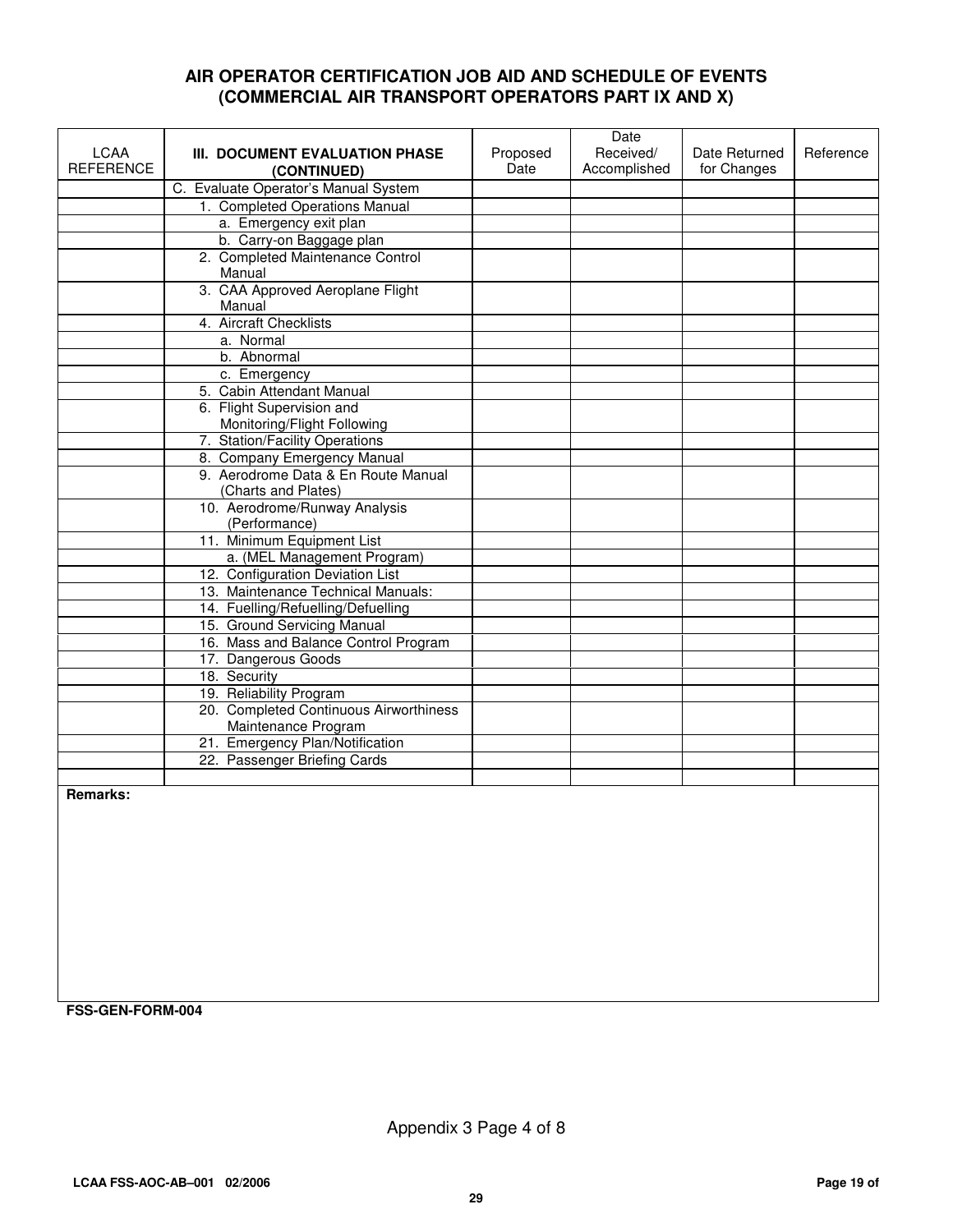## AIR OPERATOR CERTIFICATION JOB AID AND SCHEDULE OF EVENTS (COMMERCIAL AIR TRANSPORT OPERATORS PART IX AND X)

| LCAA REFERENCE | III. DOCUMENT EVALUATION PHASE (CONTINUED) | Proposed Date | Date Received/ Accomplished | Date Returned for Changes | Reference |
|---|---|---|---|---|---|
| | C. Evaluate Operator's Manual System | | | | |
| | 1. Completed Operations Manual | | | | |
| | a. Emergency exit plan | | | | |
| | b. Carry-on Baggage plan | | | | |
| | 2. Completed Maintenance Control Manual | | | | |
| | 3. CAA Approved Aeroplane Flight Manual | | | | |
| | 4. Aircraft Checklists | | | | |
| | a. Normal | | | | |
| | b. Abnormal | | | | |
| | c. Emergency | | | | |
| | 5. Cabin Attendant Manual | | | | |
| | 6. Flight Supervision and Monitoring/Flight Following | | | | |
| | 7. Station/Facility Operations | | | | |
| | 8. Company Emergency Manual | | | | |
| | 9. Aerodrome Data & En Route Manual (Charts and Plates) | | | | |
| | 10. Aerodrome/Runway Analysis (Performance) | | | | |
| | 11. Minimum Equipment List | | | | |
| | a. (MEL Management Program) | | | | |
| | 12. Configuration Deviation List | | | | |
| | 13. Maintenance Technical Manuals: | | | | |
| | 14. Fuelling/Refuelling/Defuelling | | | | |
| | 15. Ground Servicing Manual | | | | |
| | 16. Mass and Balance Control Program | | | | |
| | 17. Dangerous Goods | | | | |
| | 18. Security | | | | |
| | 19. Reliability Program | | | | |
| | 20. Completed Continuous Airworthiness Maintenance Program | | | | |
| | 21. Emergency Plan/Notification | | | | |
| | 22. Passenger Briefing Cards | | | | |
| | | | | | |

**Remarks:**

**FSS-GEN-FORM-004**

Appendix 3 Page 4 of 8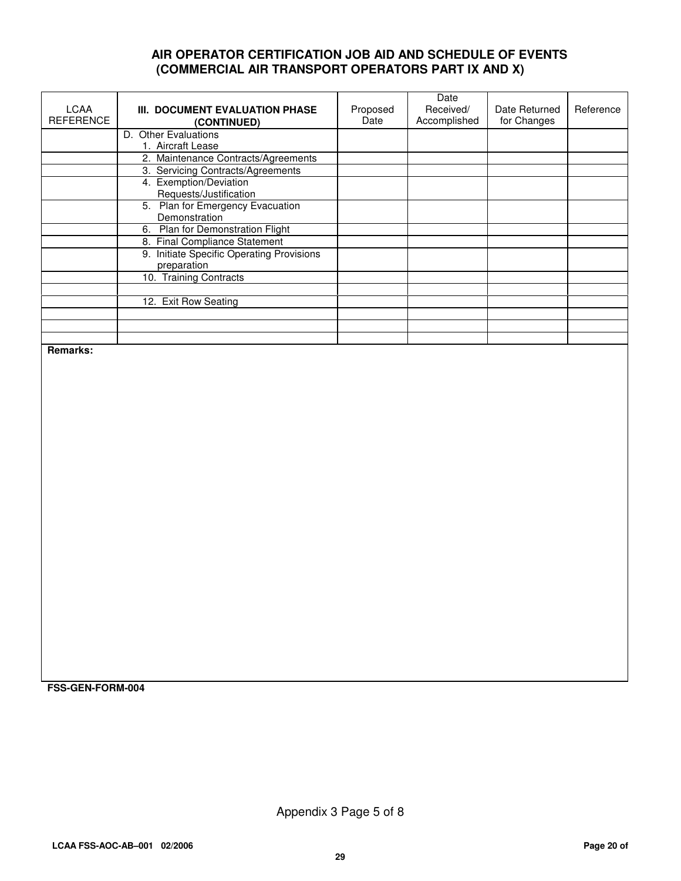## AIR OPERATOR CERTIFICATION JOB AID AND SCHEDULE OF EVENTS (COMMERCIAL AIR TRANSPORT OPERATORS PART IX AND X)

| LCAA REFERENCE | **III. DOCUMENT EVALUATION PHASE (CONTINUED)** | Proposed Date | Date Received/ Accomplished | Date Returned for Changes | Reference |
|---|---|---|---|---|---|
| | D. Other Evaluations<br>1. Aircraft Lease | | | | |
| | 2. Maintenance Contracts/Agreements | | | | |
| | 3. Servicing Contracts/Agreements | | | | |
| | 4. Exemption/Deviation Requests/Justification | | | | |
| | 5. Plan for Emergency Evacuation Demonstration | | | | |
| | 6. Plan for Demonstration Flight | | | | |
| | 8. Final Compliance Statement | | | | |
| | 9. Initiate Specific Operating Provisions preparation | | | | |
| | 10. Training Contracts | | | | |
| | | | | | |
| | 12. Exit Row Seating | | | | |
| | | | | | |
| | | | | | |
| | | | | | |

**Remarks:**

**FSS-GEN-FORM-004**

Appendix 3 Page 5 of 8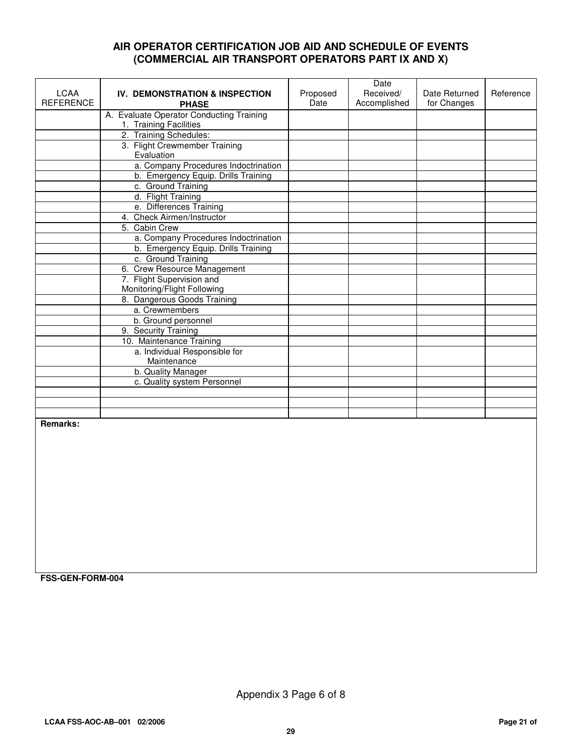## AIR OPERATOR CERTIFICATION JOB AID AND SCHEDULE OF EVENTS (COMMERCIAL AIR TRANSPORT OPERATORS PART IX AND X)

| LCAA REFERENCE | IV. DEMONSTRATION & INSPECTION PHASE | Proposed Date | Date Received/ Accomplished | Date Returned for Changes | Reference |
|---|---|---|---|---|---|
| | A. Evaluate Operator Conducting Training<br>1. Training Facilities | | | | |
| | 2. Training Schedules: | | | | |
| | 3. Flight Crewmember Training Evaluation | | | | |
| | a. Company Procedures Indoctrination | | | | |
| | b. Emergency Equip. Drills Training | | | | |
| | c. Ground Training | | | | |
| | d. Flight Training | | | | |
| | e. Differences Training | | | | |
| | 4. Check Airmen/Instructor | | | | |
| | 5. Cabin Crew | | | | |
| | a. Company Procedures Indoctrination | | | | |
| | b. Emergency Equip. Drills Training | | | | |
| | c. Ground Training | | | | |
| | 6. Crew Resource Management | | | | |
| | 7. Flight Supervision and Monitoring/Flight Following | | | | |
| | 8. Dangerous Goods Training | | | | |
| | a. Crewmembers | | | | |
| | b. Ground personnel | | | | |
| | 9. Security Training | | | | |
| | 10. Maintenance Training | | | | |
| | a. Individual Responsible for Maintenance | | | | |
| | b. Quality Manager | | | | |
| | c. Quality system Personnel | | | | |
| | | | | | |
| | | | | | |
| | | | | | |

**Remarks:**

**FSS-GEN-FORM-004**

Appendix 3 Page 6 of 8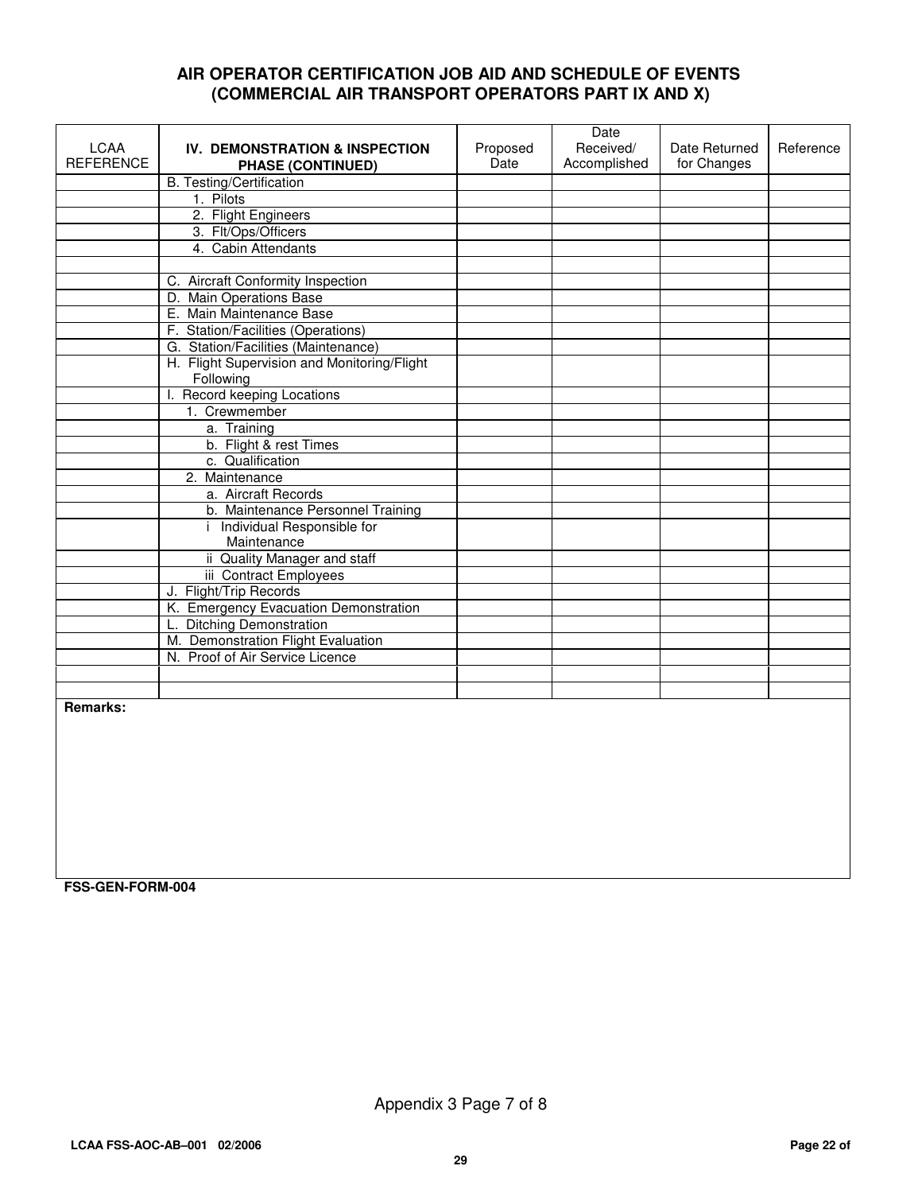## AIR OPERATOR CERTIFICATION JOB AID AND SCHEDULE OF EVENTS (COMMERCIAL AIR TRANSPORT OPERATORS PART IX AND X)

| LCAA REFERENCE | **IV. DEMONSTRATION & INSPECTION PHASE (CONTINUED)** | Proposed Date | Date Received/ Accomplished | Date Returned for Changes | Reference |
|---|---|---|---|---|---|
| | B. Testing/Certification | | | | |
| | 1. Pilots | | | | |
| | 2. Flight Engineers | | | | |
| | 3. Flt/Ops/Officers | | | | |
| | 4. Cabin Attendants | | | | |
| | | | | | |
| | C. Aircraft Conformity Inspection | | | | |
| | D. Main Operations Base | | | | |
| | E. Main Maintenance Base | | | | |
| | F. Station/Facilities (Operations) | | | | |
| | G. Station/Facilities (Maintenance) | | | | |
| | H. Flight Supervision and Monitoring/Flight Following | | | | |
| | I. Record keeping Locations | | | | |
| | 1. Crewmember | | | | |
| | a. Training | | | | |
| | b. Flight & rest Times | | | | |
| | c. Qualification | | | | |
| | 2. Maintenance | | | | |
| | a. Aircraft Records | | | | |
| | b. Maintenance Personnel Training | | | | |
| | i Individual Responsible for Maintenance | | | | |
| | ii Quality Manager and staff | | | | |
| | iii Contract Employees | | | | |
| | J. Flight/Trip Records | | | | |
| | K. Emergency Evacuation Demonstration | | | | |
| | L. Ditching Demonstration | | | | |
| | M. Demonstration Flight Evaluation | | | | |
| | N. Proof of Air Service Licence | | | | |
| | | | | | |
| | | | | | |

**Remarks:**

**FSS-GEN-FORM-004**

Appendix 3 Page 7 of 8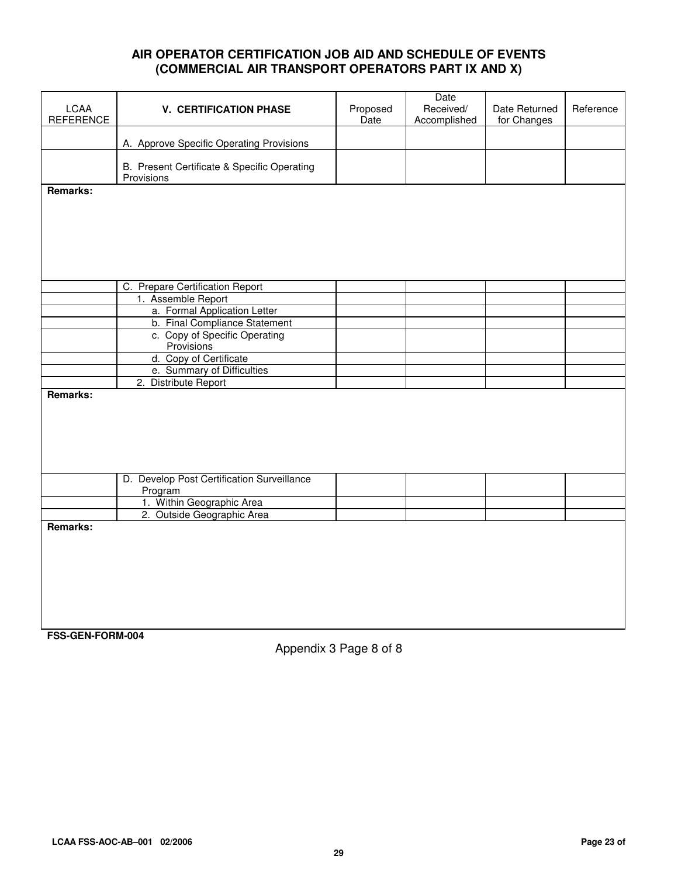## AIR OPERATOR CERTIFICATION JOB AID AND SCHEDULE OF EVENTS (COMMERCIAL AIR TRANSPORT OPERATORS PART IX AND X)

| LCAA REFERENCE | V. CERTIFICATION PHASE | Proposed Date | Date Received/ Accomplished | Date Returned for Changes | Reference |
|---|---|---|---|---|---|
| | A. Approve Specific Operating Provisions | | | | |
| | B. Present Certificate & Specific Operating Provisions | | | | |
| **Remarks:** | | | | | |
| | C. Prepare Certification Report | | | | |
| | 1. Assemble Report | | | | |
| | a. Formal Application Letter | | | | |
| | b. Final Compliance Statement | | | | |
| | c. Copy of Specific Operating Provisions | | | | |
| | d. Copy of Certificate | | | | |
| | e. Summary of Difficulties | | | | |
| | 2. Distribute Report | | | | |
| **Remarks:** | | | | | |
| | D. Develop Post Certification Surveillance Program | | | | |
| | 1. Within Geographic Area | | | | |
| | 2. Outside Geographic Area | | | | |
| **Remarks:** | | | | | |

**FSS-GEN-FORM-004**

Appendix 3 Page 8 of 8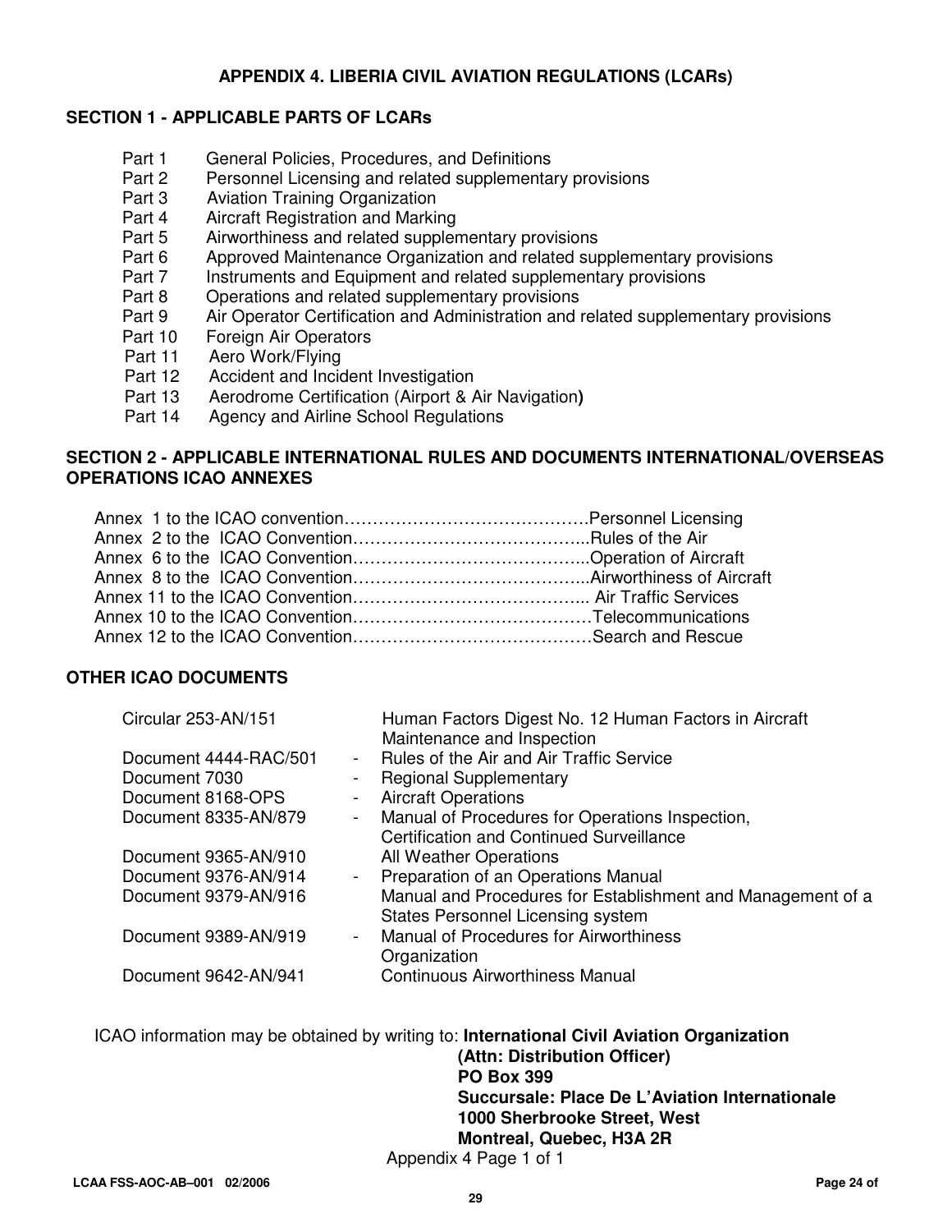## APPENDIX 4. LIBERIA CIVIL AVIATION REGULATIONS (LCARs)

### SECTION 1 - APPLICABLE PARTS OF LCARs

- Part 1 General Policies, Procedures, and Definitions
- Part 2 Personnel Licensing and related supplementary provisions
- Part 3 Aviation Training Organization
- Part 4 Aircraft Registration and Marking
- Part 5 Airworthiness and related supplementary provisions
- Part 6 Approved Maintenance Organization and related supplementary provisions
- Part 7 Instruments and Equipment and related supplementary provisions
- Part 8 Operations and related supplementary provisions
- Part 9 Air Operator Certification and Administration and related supplementary provisions
- Part 10 Foreign Air Operators
- Part 11 Aero Work/Flying
- Part 12 Accident and Incident Investigation
- Part 13 Aerodrome Certification (Airport & Air Navigation**)**
- Part 14 Agency and Airline School Regulations

### SECTION 2 - APPLICABLE INTERNATIONAL RULES AND DOCUMENTS INTERNATIONAL/OVERSEAS OPERATIONS ICAO ANNEXES

Annex 1 to the ICAO convention……………………………………Personnel Licensing
Annex 2 to the ICAO Convention…………………………………...Rules of the Air
Annex 6 to the ICAO Convention…………………………………...Operation of Aircraft
Annex 8 to the ICAO Convention…………………………………...Airworthiness of Aircraft
Annex 11 to the ICAO Convention………………………………… Air Traffic Services
Annex 10 to the ICAO Convention……………………………………Telecommunications
Annex 12 to the ICAO Convention……………………………………Search and Rescue

### OTHER ICAO DOCUMENTS

| | | |
|---|---|---|
| Circular 253-AN/151 | | Human Factors Digest No. 12 Human Factors in Aircraft Maintenance and Inspection |
| Document 4444-RAC/501 | - | Rules of the Air and Air Traffic Service |
| Document 7030 | - | Regional Supplementary |
| Document 8168-OPS | - | Aircraft Operations |
| Document 8335-AN/879 | - | Manual of Procedures for Operations Inspection, Certification and Continued Surveillance |
| Document 9365-AN/910 | | All Weather Operations |
| Document 9376-AN/914 | - | Preparation of an Operations Manual |
| Document 9379-AN/916 | | Manual and Procedures for Establishment and Management of a States Personnel Licensing system |
| Document 9389-AN/919 | - | Manual of Procedures for Airworthiness Organization |
| Document 9642-AN/941 | | Continuous Airworthiness Manual |

ICAO information may be obtained by writing to: **International Civil Aviation Organization**
**(Attn: Distribution Officer)**
**PO Box 399**
**Succursale: Place De L'Aviation Internationale**
**1000 Sherbrooke Street, West**
**Montreal, Quebec, H3A 2R**

Appendix 4 Page 1 of 1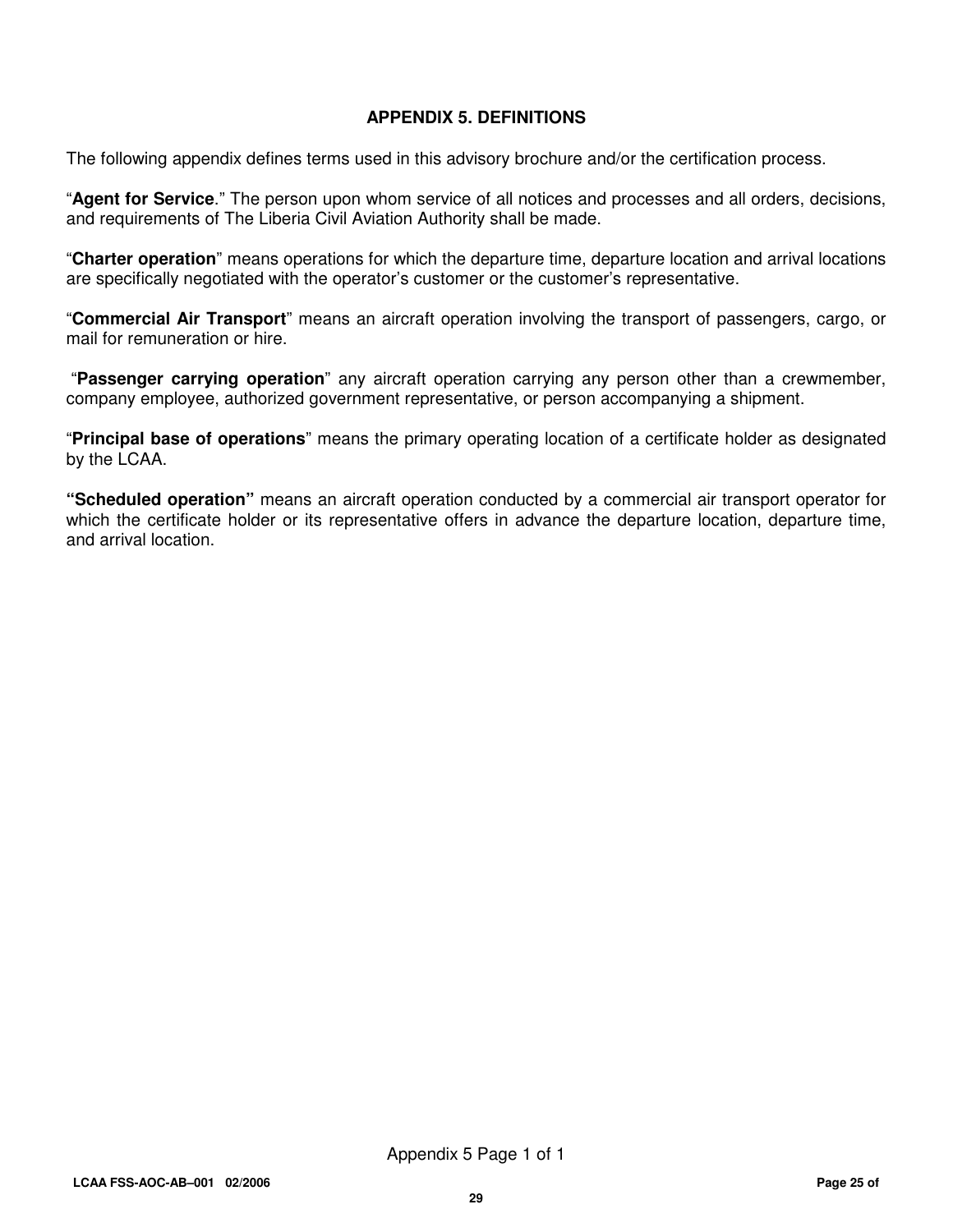## APPENDIX 5. DEFINITIONS

The following appendix defines terms used in this advisory brochure and/or the certification process.

"**Agent for Service**." The person upon whom service of all notices and processes and all orders, decisions, and requirements of The Liberia Civil Aviation Authority shall be made.

"**Charter operation**" means operations for which the departure time, departure location and arrival locations are specifically negotiated with the operator's customer or the customer's representative.

"**Commercial Air Transport**" means an aircraft operation involving the transport of passengers, cargo, or mail for remuneration or hire.

"**Passenger carrying operation**" any aircraft operation carrying any person other than a crewmember, company employee, authorized government representative, or person accompanying a shipment.

"**Principal base of operations**" means the primary operating location of a certificate holder as designated by the LCAA.

**"Scheduled operation"** means an aircraft operation conducted by a commercial air transport operator for which the certificate holder or its representative offers in advance the departure location, departure time, and arrival location.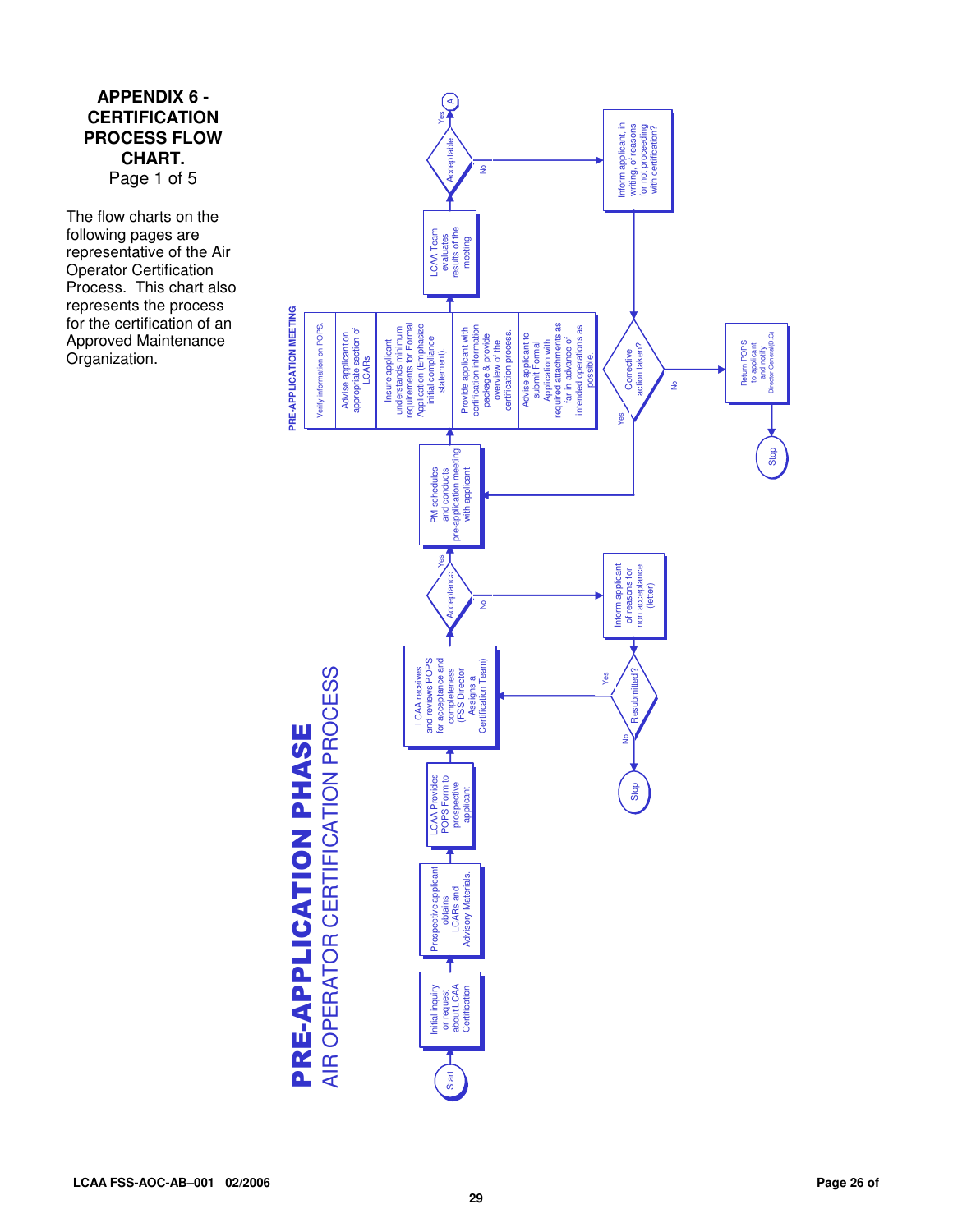**APPENDIX 6 - CERTIFICATION PROCESS FLOW CHART.**
Page 1 of 5

The flow charts on the following pages are representative of the Air Operator Certification Process. This chart also represents the process for the certification of an Approved Maintenance Organization.

# PRE-APPLICATION PHASE

## AIR OPERATOR CERTIFICATION PROCESS

- Start
- Initial inquiry or request about LCAA Certification
- Prospective applicant obtains LCARs and Advisory Materials.
- LCAA Provides POPS Form to prospective applicant
- LCAA receives and reviews POPS for acceptance and completeness (FSS Director Assigns a Certification Team)
- Acceptance?
  - No → Inform applicant of reasons for non acceptance. (letter) → Resubmitted?
    - Yes → LCAA receives and reviews POPS
    - No → Stop
  - Yes → PM schedules and conducts pre-application meeting with applicant

**PRE-APPLICATION MEETING**

- Verify information on POPS.
- Advise applicant on appropriate section of LCARs
- Insure applicant understands minimum requirements for Formal Application (Emphasize initial compliance statement).
- Provide applicant with certification information package & provide overview of the certification process.
- Advise applicant to submit Formal Application with required attachments as far in advance of intended operations as possible.

- LCAA Team evaluates results of the meeting
- Acceptable
  - Yes → A
  - No → Inform applicant, in writing, of reasons for not proceeding with certification? → Corrective action taken?
    - Yes → PM schedules and conducts pre-application meeting with applicant
    - No → Return POPS to applicant and notify Director General(D.G) → Stop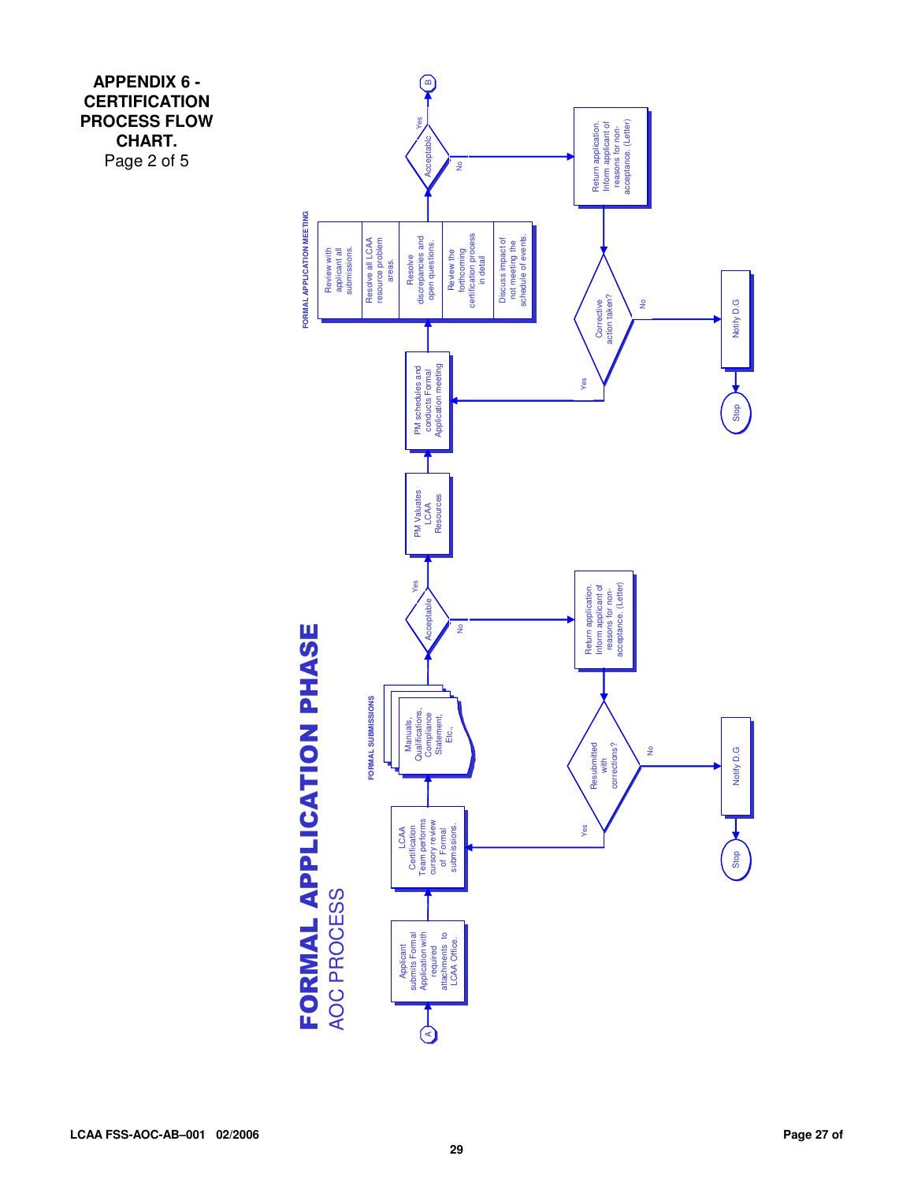# APPENDIX 6 - CERTIFICATION PROCESS FLOW CHART.

Page 2 of 5

## FORMAL APPLICATION PHASE

AOC PROCESS

A → Applicant submits Formal Application with required attachments to LCAA Office. → LCAA Certification Team performs cursory review of Formal submissions. → FORMAL SUBMISSIONS: Manuals, Qualifications, Compliance Statement, Etc.. → Acceptable?

- No → Return application. Inform applicant of reasons for non-acceptance. (Letter) → Resubmitted with corrections?
  - Yes → LCAA Certification Team performs cursory review of Formal submissions.
  - No → Notify D.G → Stop
- Yes → PM Valuates LCAA Resources → PM schedules and conducts Formal Application meeting → FORMAL APPLICATION MEETING:
  - Review with applicant all submissions.
  - Resolve all LCAA resource problem areas.
  - Resolve discrepancies and open questions.
  - Review the forthcoming certification process in detail
  - Discuss impact of not meeting the schedule of events.

→ Acceptable?

- Yes → B
- No → Return application. Inform applicant of reasons for non-acceptance. (Letter) → Corrective action taken?
  - Yes → PM schedules and conducts Formal Application meeting
  - No → Notify D.G → Stop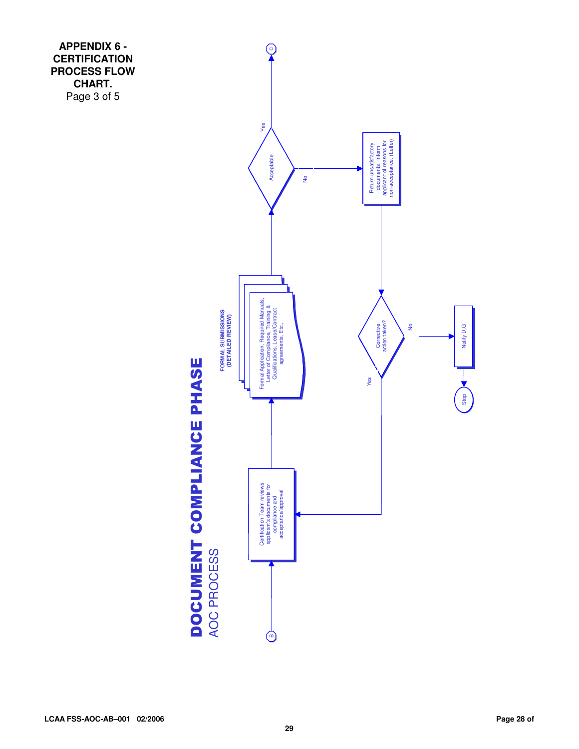**APPENDIX 6 - CERTIFICATION PROCESS FLOW CHART.**
Page 3 of 5

# DOCUMENT COMPLIANCE PHASE

AOC PROCESS

B

Certification Team reviews applicant's documents for compliance and acceptance/approval

**FORMAL SUBMISSIONS (DETAILED REVIEW)**

Formal Application, Required Manuals, Letter of Compliance, Training & Qualifications, Lease/Contract agreements, Etc.,

Acceptable

Yes

C

No

Return unsatisfactory documents. Inform applicant of reasons for non-acceptance. (Letter)

Corrective action taken?

Yes

No

Notify D.G

Stop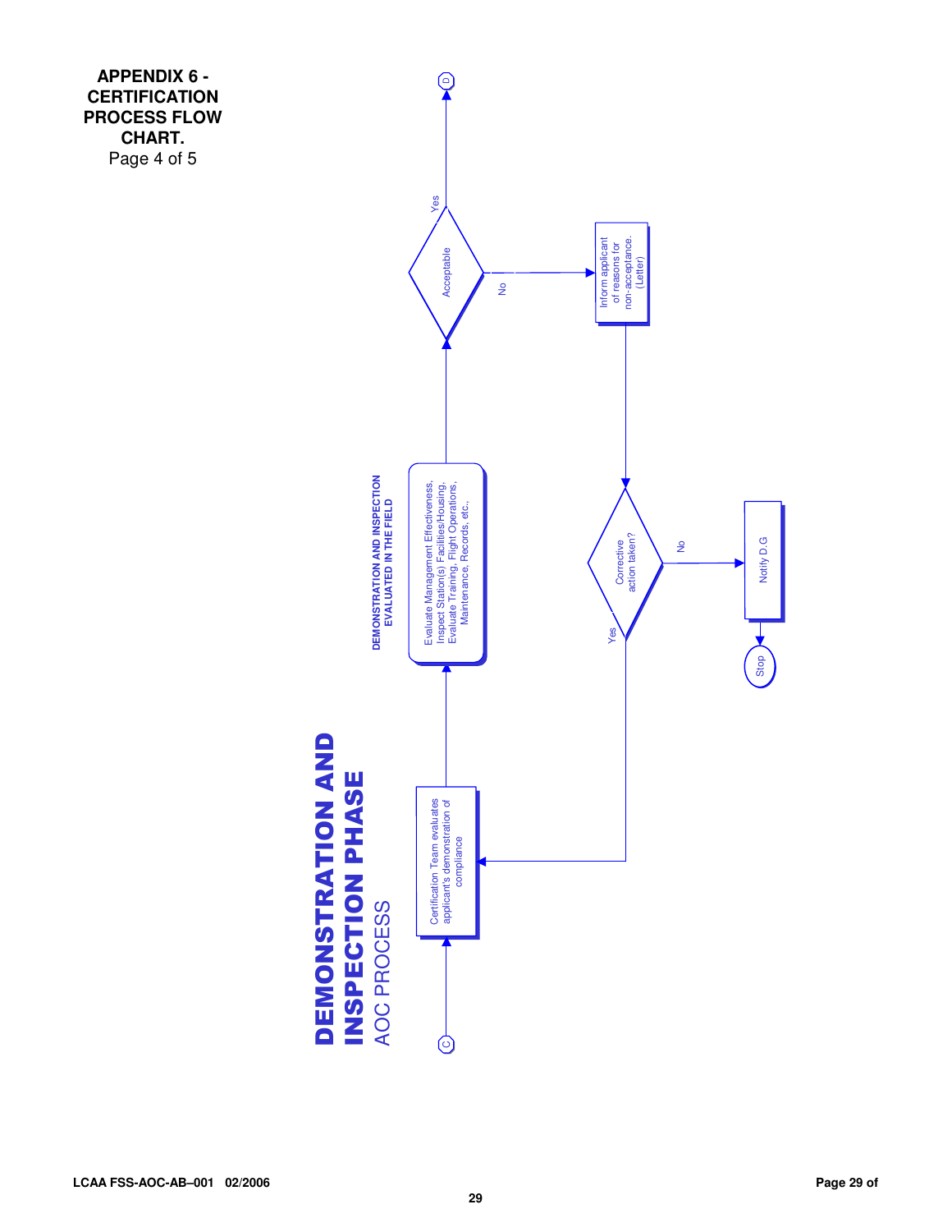**APPENDIX 6 - CERTIFICATION PROCESS FLOW CHART.**
Page 4 of 5

# DEMONSTRATION AND INSPECTION PHASE

AOC PROCESS

C

Certification Team evaluates applicant's demonstration of compliance

DEMONSTRATION AND INSPECTION EVALUATED IN THE FIELD

Evaluate Management Effectiveness, Inspect Station(s) Facilities/Housing, Evaluate Training, Flight Operations, Maintenance, Records, etc.,

Acceptable

Yes

D

No

Inform applicant of reasons for non-acceptance. (Letter)

Corrective action taken?

Yes

No

Notify D.G

Stop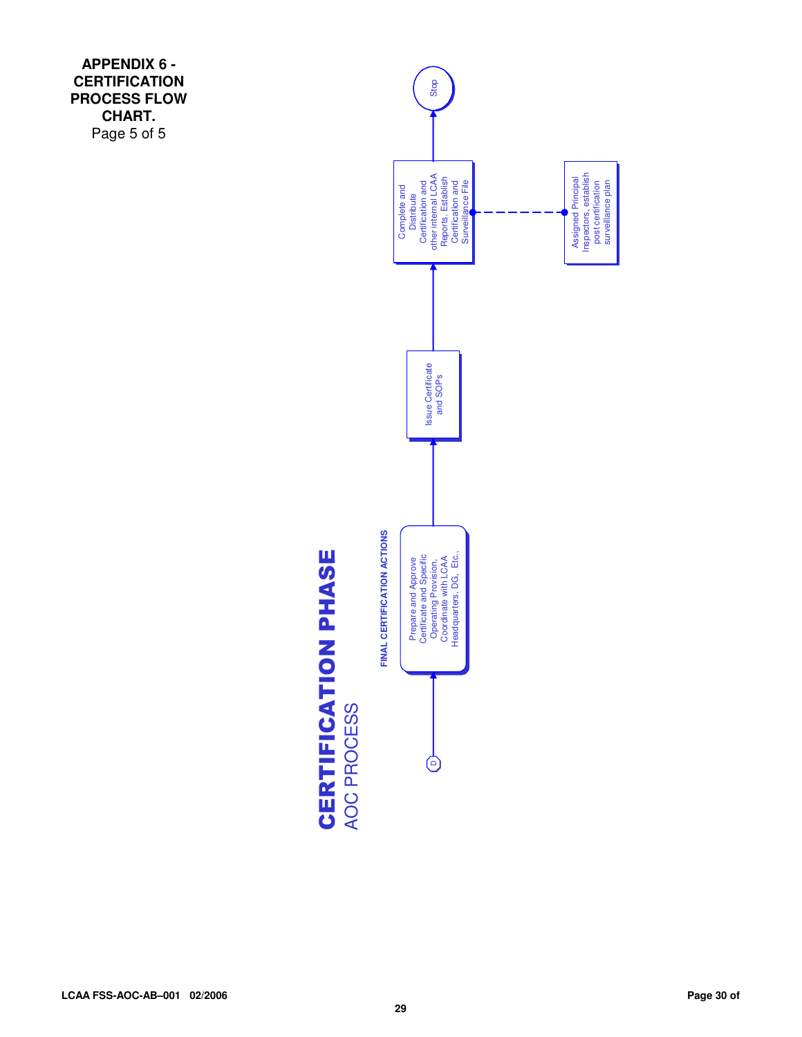**APPENDIX 6 - CERTIFICATION PROCESS FLOW CHART.**
Page 5 of 5

CERTIFICATION PHASE
AOC PROCESS

FINAL CERTIFICATION ACTIONS

D

Prepare and Approve Certificate and Specific Operating Provision. Coordinate with LCAA Headquarters, DG, Etc.,

Issue Certificate and SOPs

Complete and Distribute Certification and other internal LCAA Reports. Establish Certification and Surveillance File

Assigned Principal Inspectors, establish post certification surveillance plan

Stop